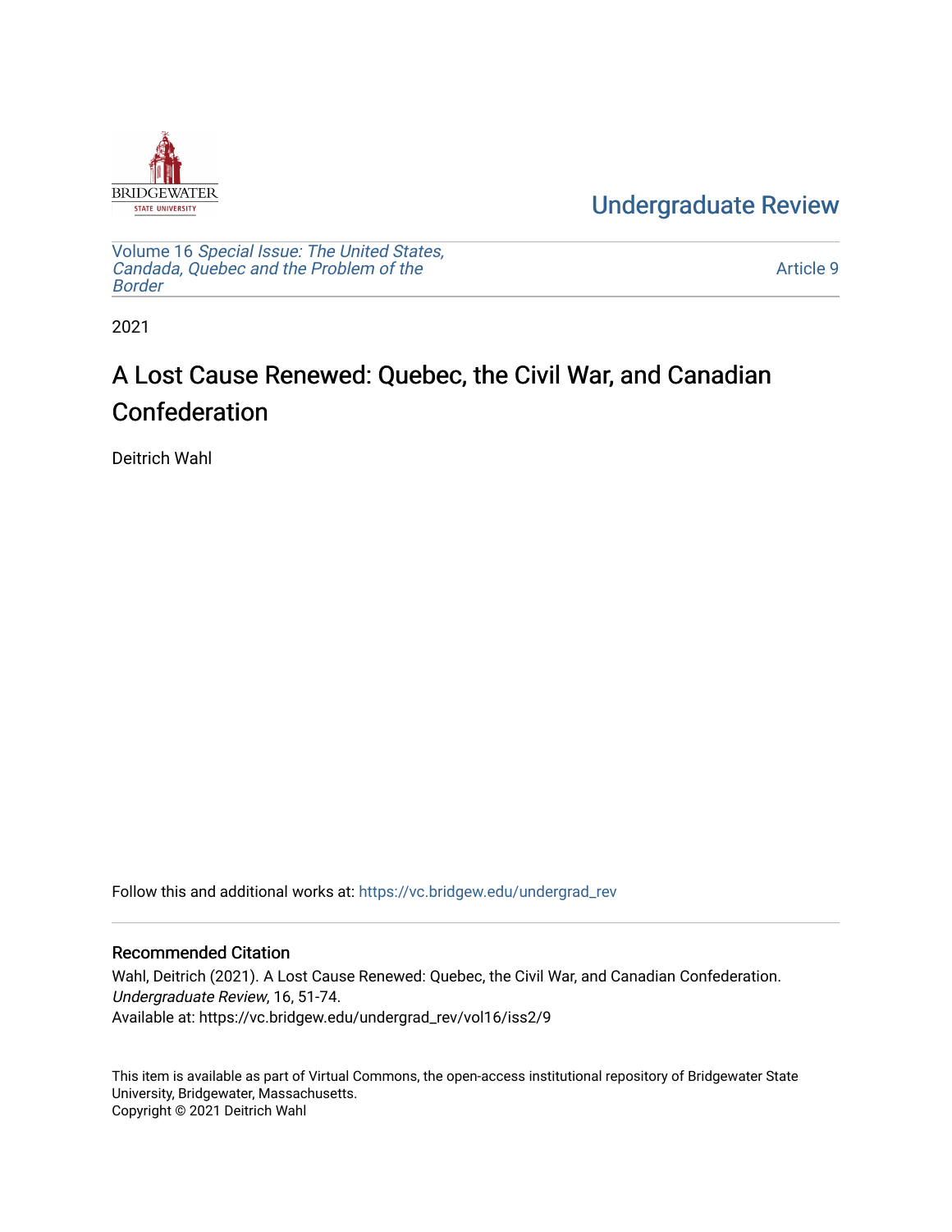Undergraduate Review

Volume 16 *Special Issue: The United States, Candada, Quebec and the Problem of the Border*

Article 9

2021

# A Lost Cause Renewed: Quebec, the Civil War, and Canadian Confederation

Deitrich Wahl

Follow this and additional works at: https://vc.bridgew.edu/undergrad_rev

## Recommended Citation

Wahl, Deitrich (2021). A Lost Cause Renewed: Quebec, the Civil War, and Canadian Confederation. *Undergraduate Review*, 16, 51-74.
Available at: https://vc.bridgew.edu/undergrad_rev/vol16/iss2/9

This item is available as part of Virtual Commons, the open-access institutional repository of Bridgewater State University, Bridgewater, Massachusetts.
Copyright © 2021 Deitrich Wahl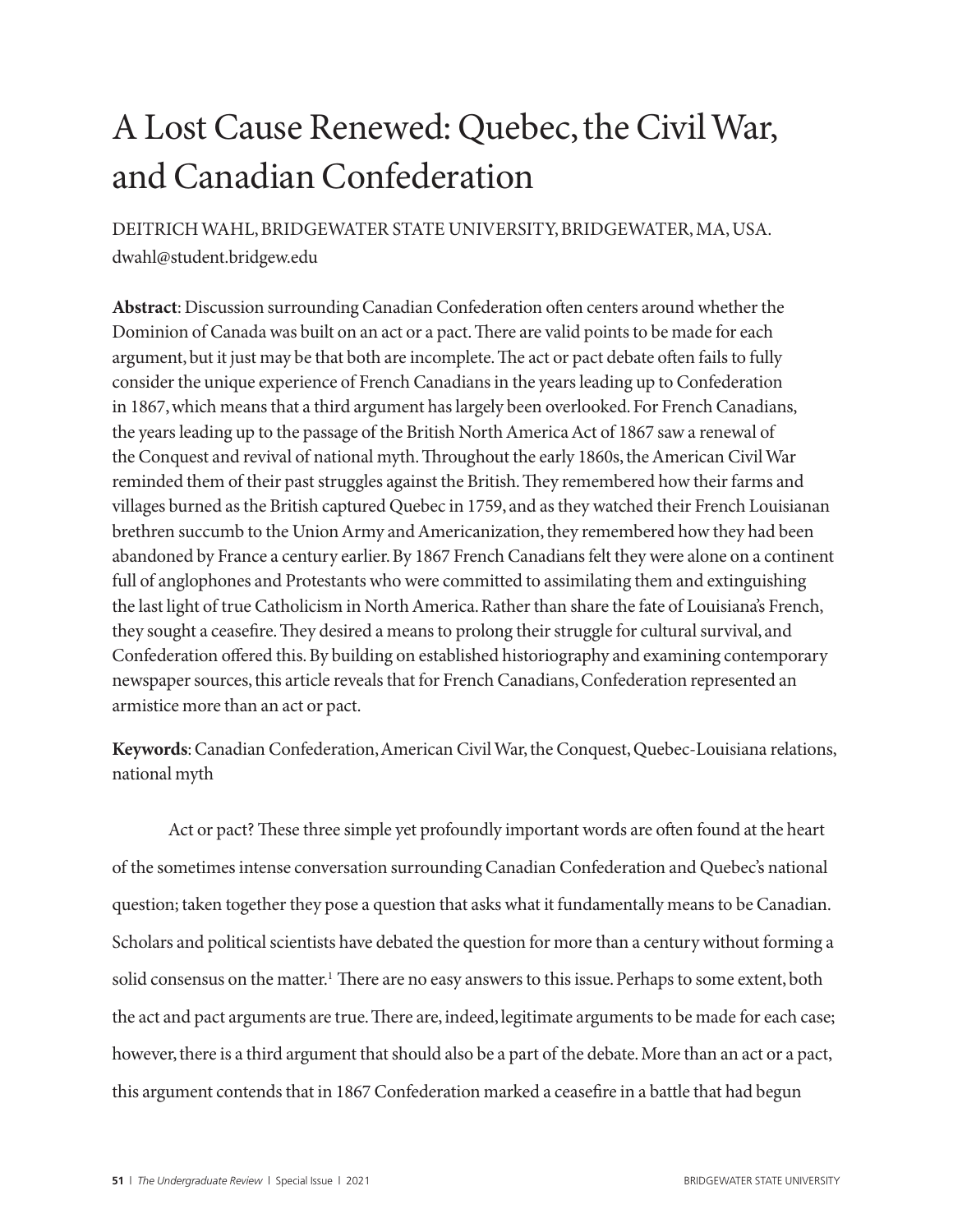# A Lost Cause Renewed: Quebec, the Civil War, and Canadian Confederation

DEITRICH WAHL, BRIDGEWATER STATE UNIVERSITY, BRIDGEWATER, MA, USA.
dwahl@student.bridgew.edu

**Abstract**: Discussion surrounding Canadian Confederation often centers around whether the Dominion of Canada was built on an act or a pact. There are valid points to be made for each argument, but it just may be that both are incomplete. The act or pact debate often fails to fully consider the unique experience of French Canadians in the years leading up to Confederation in 1867, which means that a third argument has largely been overlooked. For French Canadians, the years leading up to the passage of the British North America Act of 1867 saw a renewal of the Conquest and revival of national myth. Throughout the early 1860s, the American Civil War reminded them of their past struggles against the British. They remembered how their farms and villages burned as the British captured Quebec in 1759, and as they watched their French Louisianan brethren succumb to the Union Army and Americanization, they remembered how they had been abandoned by France a century earlier. By 1867 French Canadians felt they were alone on a continent full of anglophones and Protestants who were committed to assimilating them and extinguishing the last light of true Catholicism in North America. Rather than share the fate of Louisiana's French, they sought a ceasefire. They desired a means to prolong their struggle for cultural survival, and Confederation offered this. By building on established historiography and examining contemporary newspaper sources, this article reveals that for French Canadians, Confederation represented an armistice more than an act or pact.

**Keywords**: Canadian Confederation, American Civil War, the Conquest, Quebec-Louisiana relations, national myth

Act or pact? These three simple yet profoundly important words are often found at the heart of the sometimes intense conversation surrounding Canadian Confederation and Quebec's national question; taken together they pose a question that asks what it fundamentally means to be Canadian. Scholars and political scientists have debated the question for more than a century without forming a solid consensus on the matter.[1] There are no easy answers to this issue. Perhaps to some extent, both the act and pact arguments are true. There are, indeed, legitimate arguments to be made for each case; however, there is a third argument that should also be a part of the debate. More than an act or a pact, this argument contends that in 1867 Confederation marked a ceasefire in a battle that had begun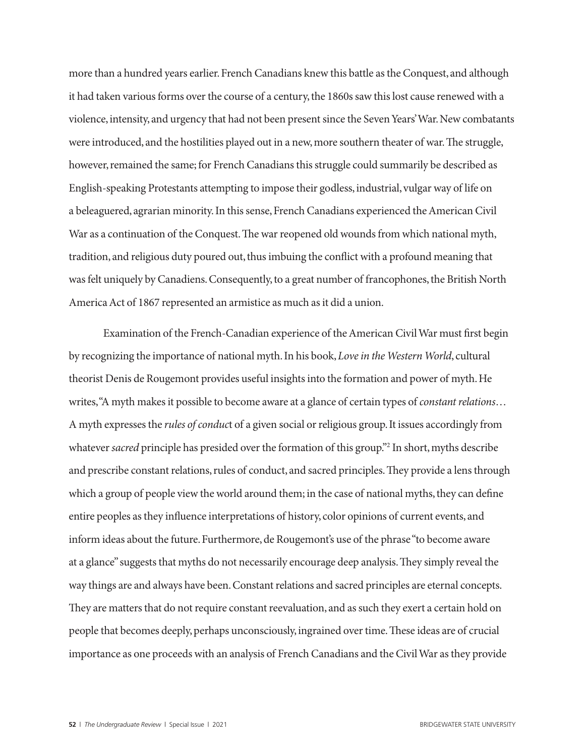more than a hundred years earlier. French Canadians knew this battle as the Conquest, and although it had taken various forms over the course of a century, the 1860s saw this lost cause renewed with a violence, intensity, and urgency that had not been present since the Seven Years' War. New combatants were introduced, and the hostilities played out in a new, more southern theater of war. The struggle, however, remained the same; for French Canadians this struggle could summarily be described as English-speaking Protestants attempting to impose their godless, industrial, vulgar way of life on a beleaguered, agrarian minority. In this sense, French Canadians experienced the American Civil War as a continuation of the Conquest. The war reopened old wounds from which national myth, tradition, and religious duty poured out, thus imbuing the conflict with a profound meaning that was felt uniquely by Canadiens. Consequently, to a great number of francophones, the British North America Act of 1867 represented an armistice as much as it did a union.

Examination of the French-Canadian experience of the American Civil War must first begin by recognizing the importance of national myth. In his book, *Love in the Western World*, cultural theorist Denis de Rougemont provides useful insights into the formation and power of myth. He writes, "A myth makes it possible to become aware at a glance of certain types of *constant relations*… A myth expresses the *rules of conduc*t of a given social or religious group. It issues accordingly from whatever *sacred* principle has presided over the formation of this group."[2] In short, myths describe and prescribe constant relations, rules of conduct, and sacred principles. They provide a lens through which a group of people view the world around them; in the case of national myths, they can define entire peoples as they influence interpretations of history, color opinions of current events, and inform ideas about the future. Furthermore, de Rougemont's use of the phrase "to become aware at a glance" suggests that myths do not necessarily encourage deep analysis. They simply reveal the way things are and always have been. Constant relations and sacred principles are eternal concepts. They are matters that do not require constant reevaluation, and as such they exert a certain hold on people that becomes deeply, perhaps unconsciously, ingrained over time. These ideas are of crucial importance as one proceeds with an analysis of French Canadians and the Civil War as they provide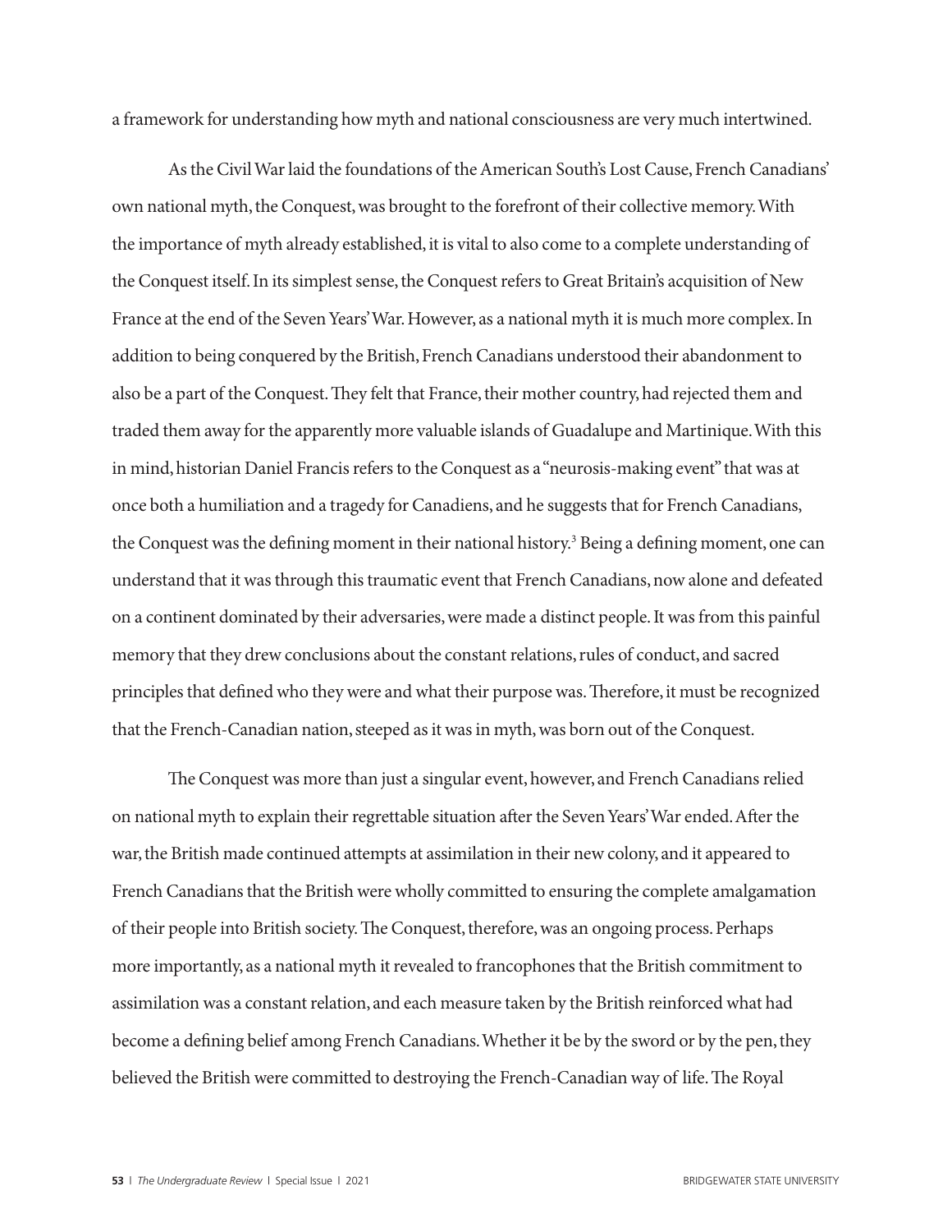a framework for understanding how myth and national consciousness are very much intertwined.

As the Civil War laid the foundations of the American South's Lost Cause, French Canadians' own national myth, the Conquest, was brought to the forefront of their collective memory. With the importance of myth already established, it is vital to also come to a complete understanding of the Conquest itself. In its simplest sense, the Conquest refers to Great Britain's acquisition of New France at the end of the Seven Years' War. However, as a national myth it is much more complex. In addition to being conquered by the British, French Canadians understood their abandonment to also be a part of the Conquest. They felt that France, their mother country, had rejected them and traded them away for the apparently more valuable islands of Guadalupe and Martinique. With this in mind, historian Daniel Francis refers to the Conquest as a "neurosis-making event" that was at once both a humiliation and a tragedy for Canadiens, and he suggests that for French Canadians, the Conquest was the defining moment in their national history.[3] Being a defining moment, one can understand that it was through this traumatic event that French Canadians, now alone and defeated on a continent dominated by their adversaries, were made a distinct people. It was from this painful memory that they drew conclusions about the constant relations, rules of conduct, and sacred principles that defined who they were and what their purpose was. Therefore, it must be recognized that the French-Canadian nation, steeped as it was in myth, was born out of the Conquest.

The Conquest was more than just a singular event, however, and French Canadians relied on national myth to explain their regrettable situation after the Seven Years' War ended. After the war, the British made continued attempts at assimilation in their new colony, and it appeared to French Canadians that the British were wholly committed to ensuring the complete amalgamation of their people into British society. The Conquest, therefore, was an ongoing process. Perhaps more importantly, as a national myth it revealed to francophones that the British commitment to assimilation was a constant relation, and each measure taken by the British reinforced what had become a defining belief among French Canadians. Whether it be by the sword or by the pen, they believed the British were committed to destroying the French-Canadian way of life. The Royal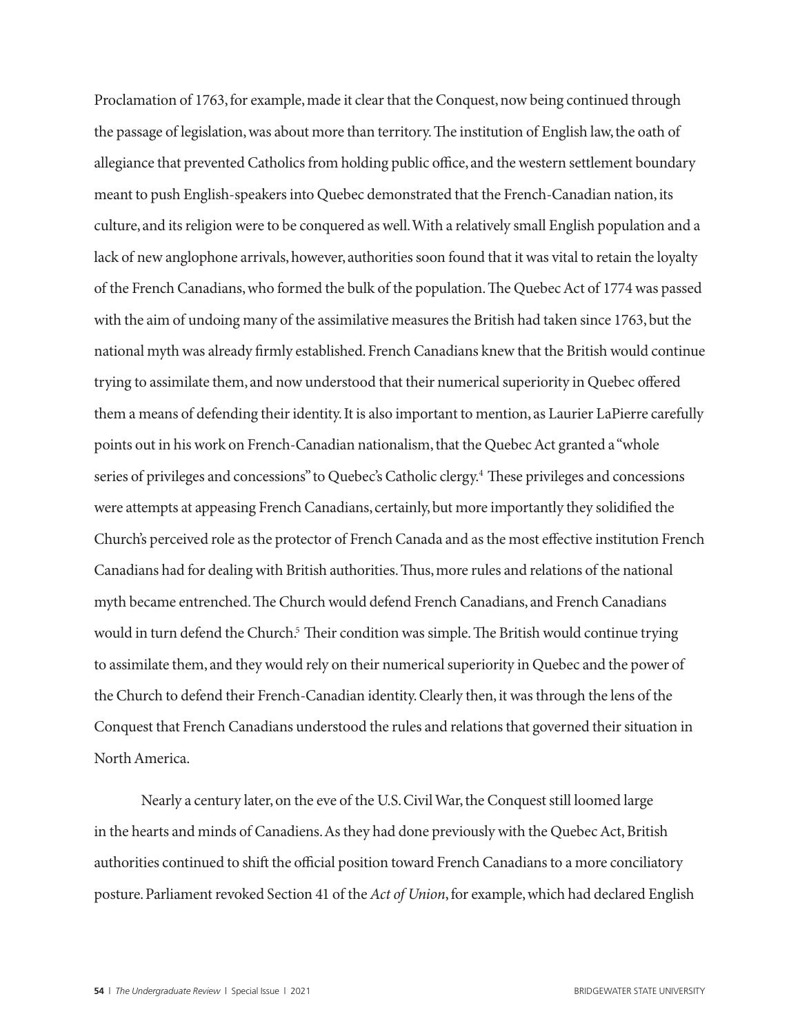Proclamation of 1763, for example, made it clear that the Conquest, now being continued through the passage of legislation, was about more than territory. The institution of English law, the oath of allegiance that prevented Catholics from holding public office, and the western settlement boundary meant to push English-speakers into Quebec demonstrated that the French-Canadian nation, its culture, and its religion were to be conquered as well. With a relatively small English population and a lack of new anglophone arrivals, however, authorities soon found that it was vital to retain the loyalty of the French Canadians, who formed the bulk of the population. The Quebec Act of 1774 was passed with the aim of undoing many of the assimilative measures the British had taken since 1763, but the national myth was already firmly established. French Canadians knew that the British would continue trying to assimilate them, and now understood that their numerical superiority in Quebec offered them a means of defending their identity. It is also important to mention, as Laurier LaPierre carefully points out in his work on French-Canadian nationalism, that the Quebec Act granted a "whole series of privileges and concessions" to Quebec's Catholic clergy.[4] These privileges and concessions were attempts at appeasing French Canadians, certainly, but more importantly they solidified the Church's perceived role as the protector of French Canada and as the most effective institution French Canadians had for dealing with British authorities. Thus, more rules and relations of the national myth became entrenched. The Church would defend French Canadians, and French Canadians would in turn defend the Church.[5] Their condition was simple. The British would continue trying to assimilate them, and they would rely on their numerical superiority in Quebec and the power of the Church to defend their French-Canadian identity. Clearly then, it was through the lens of the Conquest that French Canadians understood the rules and relations that governed their situation in North America.

Nearly a century later, on the eve of the U.S. Civil War, the Conquest still loomed large in the hearts and minds of Canadiens. As they had done previously with the Quebec Act, British authorities continued to shift the official position toward French Canadians to a more conciliatory posture. Parliament revoked Section 41 of the *Act of Union*, for example, which had declared English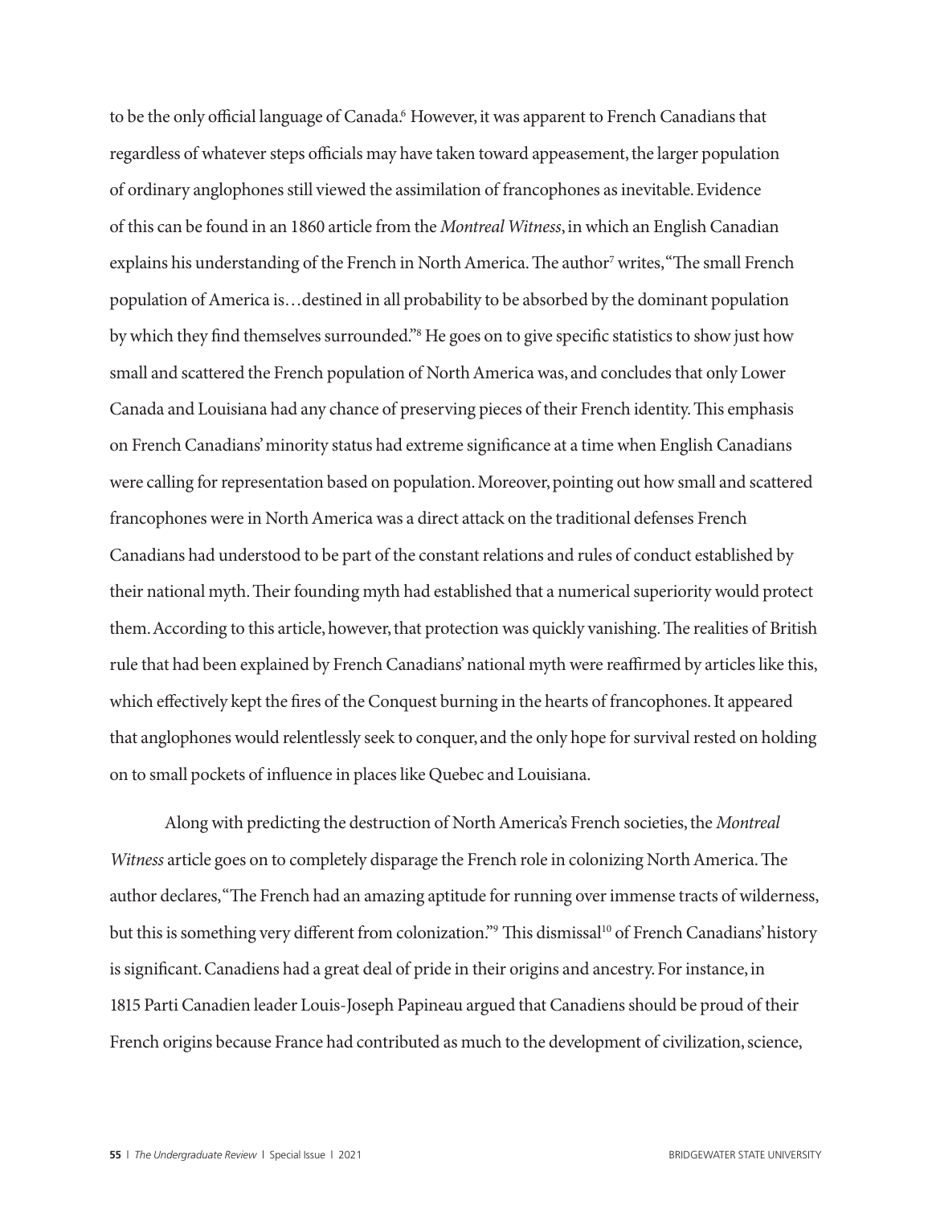to be the only official language of Canada.[6] However, it was apparent to French Canadians that regardless of whatever steps officials may have taken toward appeasement, the larger population of ordinary anglophones still viewed the assimilation of francophones as inevitable. Evidence of this can be found in an 1860 article from the *Montreal Witness*, in which an English Canadian explains his understanding of the French in North America. The author[7] writes, "The small French population of America is…destined in all probability to be absorbed by the dominant population by which they find themselves surrounded."[8] He goes on to give specific statistics to show just how small and scattered the French population of North America was, and concludes that only Lower Canada and Louisiana had any chance of preserving pieces of their French identity. This emphasis on French Canadians' minority status had extreme significance at a time when English Canadians were calling for representation based on population. Moreover, pointing out how small and scattered francophones were in North America was a direct attack on the traditional defenses French Canadians had understood to be part of the constant relations and rules of conduct established by their national myth. Their founding myth had established that a numerical superiority would protect them. According to this article, however, that protection was quickly vanishing. The realities of British rule that had been explained by French Canadians' national myth were reaffirmed by articles like this, which effectively kept the fires of the Conquest burning in the hearts of francophones. It appeared that anglophones would relentlessly seek to conquer, and the only hope for survival rested on holding on to small pockets of influence in places like Quebec and Louisiana.

Along with predicting the destruction of North America's French societies, the *Montreal Witness* article goes on to completely disparage the French role in colonizing North America. The author declares, "The French had an amazing aptitude for running over immense tracts of wilderness, but this is something very different from colonization."[9] This dismissal[10] of French Canadians' history is significant. Canadiens had a great deal of pride in their origins and ancestry. For instance, in 1815 Parti Canadien leader Louis-Joseph Papineau argued that Canadiens should be proud of their French origins because France had contributed as much to the development of civilization, science,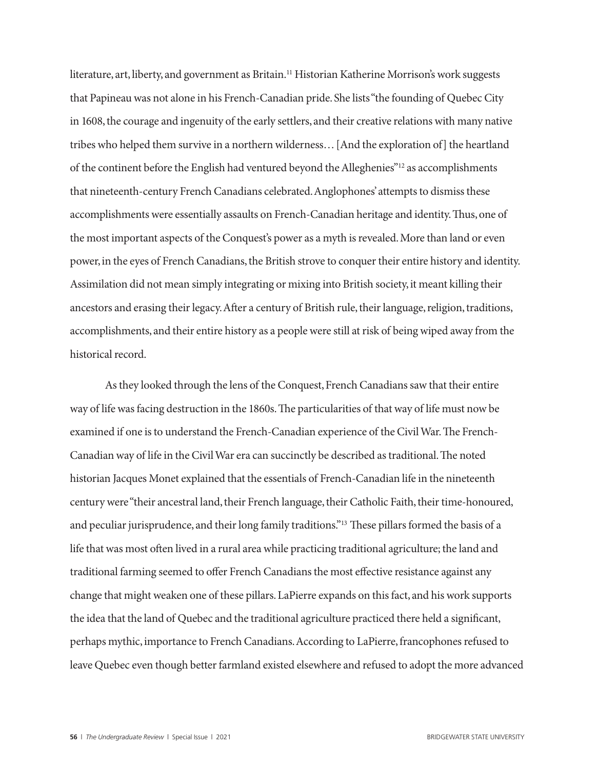literature, art, liberty, and government as Britain.[11] Historian Katherine Morrison's work suggests that Papineau was not alone in his French-Canadian pride. She lists "the founding of Quebec City in 1608, the courage and ingenuity of the early settlers, and their creative relations with many native tribes who helped them survive in a northern wilderness… [And the exploration of] the heartland of the continent before the English had ventured beyond the Alleghenies"[12] as accomplishments that nineteenth-century French Canadians celebrated. Anglophones' attempts to dismiss these accomplishments were essentially assaults on French-Canadian heritage and identity. Thus, one of the most important aspects of the Conquest's power as a myth is revealed. More than land or even power, in the eyes of French Canadians, the British strove to conquer their entire history and identity. Assimilation did not mean simply integrating or mixing into British society, it meant killing their ancestors and erasing their legacy. After a century of British rule, their language, religion, traditions, accomplishments, and their entire history as a people were still at risk of being wiped away from the historical record.

As they looked through the lens of the Conquest, French Canadians saw that their entire way of life was facing destruction in the 1860s. The particularities of that way of life must now be examined if one is to understand the French-Canadian experience of the Civil War. The French-Canadian way of life in the Civil War era can succinctly be described as traditional. The noted historian Jacques Monet explained that the essentials of French-Canadian life in the nineteenth century were "their ancestral land, their French language, their Catholic Faith, their time-honoured, and peculiar jurisprudence, and their long family traditions."[13] These pillars formed the basis of a life that was most often lived in a rural area while practicing traditional agriculture; the land and traditional farming seemed to offer French Canadians the most effective resistance against any change that might weaken one of these pillars. LaPierre expands on this fact, and his work supports the idea that the land of Quebec and the traditional agriculture practiced there held a significant, perhaps mythic, importance to French Canadians. According to LaPierre, francophones refused to leave Quebec even though better farmland existed elsewhere and refused to adopt the more advanced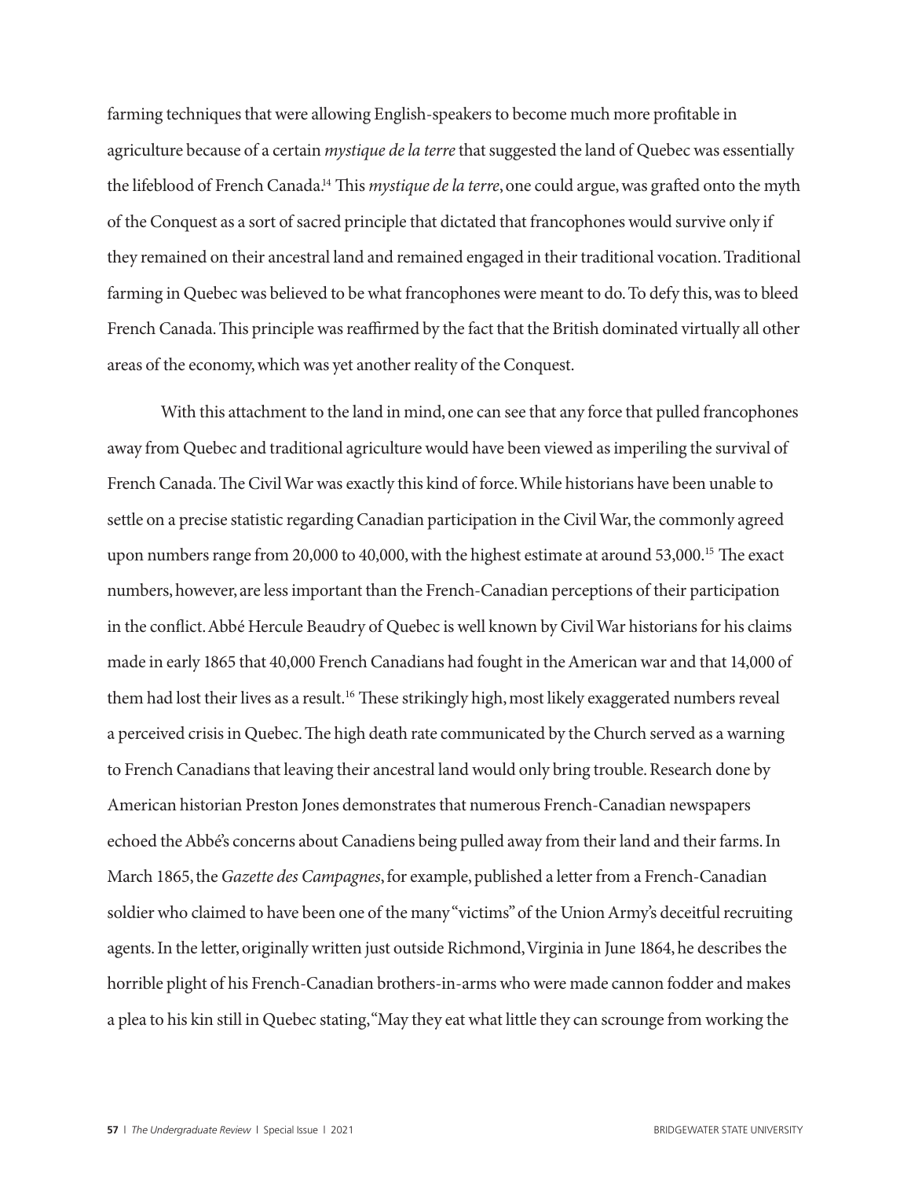farming techniques that were allowing English-speakers to become much more profitable in agriculture because of a certain *mystique de la terre* that suggested the land of Quebec was essentially the lifeblood of French Canada.[14] This *mystique de la terre*, one could argue, was grafted onto the myth of the Conquest as a sort of sacred principle that dictated that francophones would survive only if they remained on their ancestral land and remained engaged in their traditional vocation. Traditional farming in Quebec was believed to be what francophones were meant to do. To defy this, was to bleed French Canada. This principle was reaffirmed by the fact that the British dominated virtually all other areas of the economy, which was yet another reality of the Conquest.

With this attachment to the land in mind, one can see that any force that pulled francophones away from Quebec and traditional agriculture would have been viewed as imperiling the survival of French Canada. The Civil War was exactly this kind of force. While historians have been unable to settle on a precise statistic regarding Canadian participation in the Civil War, the commonly agreed upon numbers range from 20,000 to 40,000, with the highest estimate at around 53,000.[15] The exact numbers, however, are less important than the French-Canadian perceptions of their participation in the conflict. Abbé Hercule Beaudry of Quebec is well known by Civil War historians for his claims made in early 1865 that 40,000 French Canadians had fought in the American war and that 14,000 of them had lost their lives as a result.[16] These strikingly high, most likely exaggerated numbers reveal a perceived crisis in Quebec. The high death rate communicated by the Church served as a warning to French Canadians that leaving their ancestral land would only bring trouble. Research done by American historian Preston Jones demonstrates that numerous French-Canadian newspapers echoed the Abbé's concerns about Canadiens being pulled away from their land and their farms. In March 1865, the *Gazette des Campagnes*, for example, published a letter from a French-Canadian soldier who claimed to have been one of the many "victims" of the Union Army's deceitful recruiting agents. In the letter, originally written just outside Richmond, Virginia in June 1864, he describes the horrible plight of his French-Canadian brothers-in-arms who were made cannon fodder and makes a plea to his kin still in Quebec stating, "May they eat what little they can scrounge from working the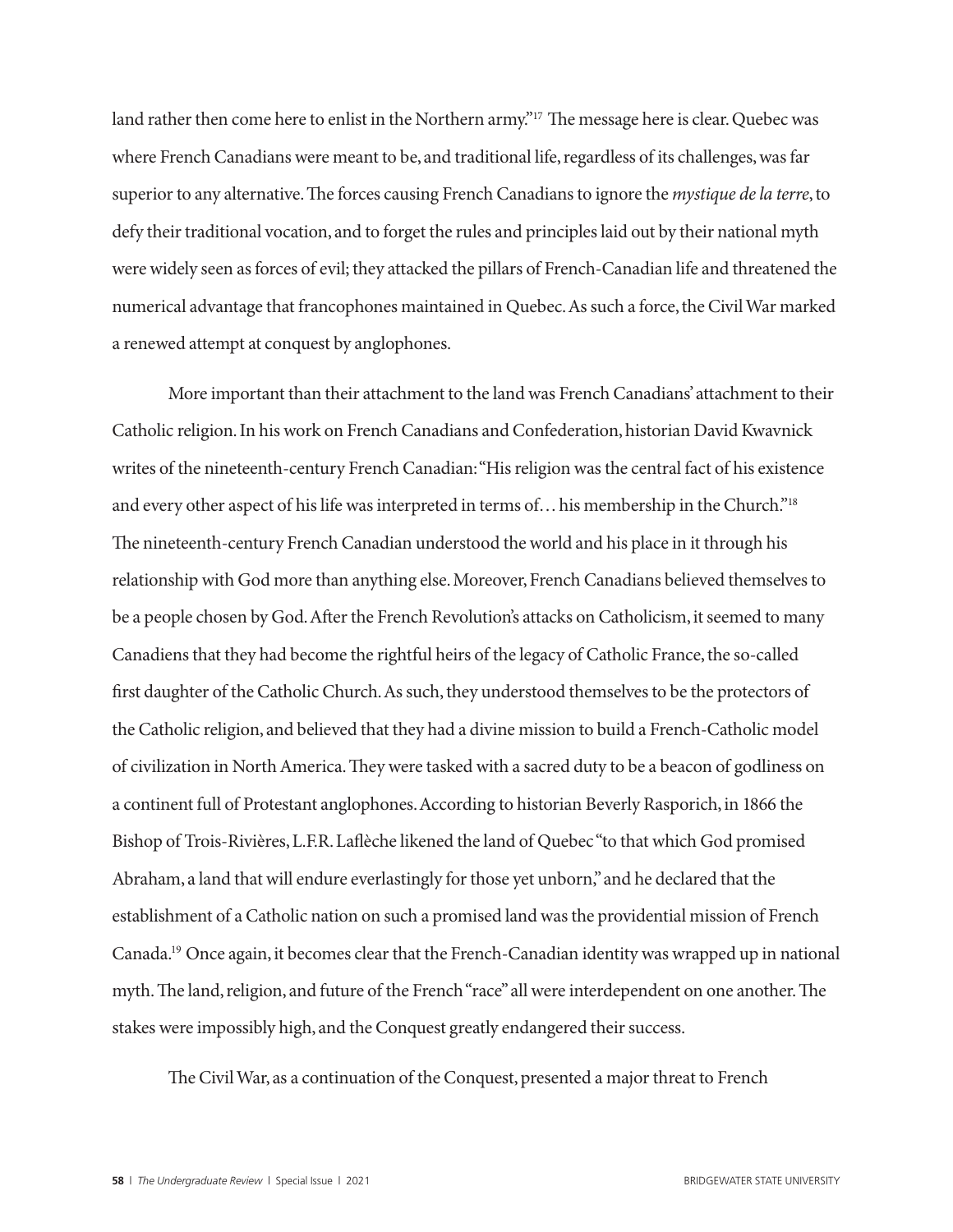land rather then come here to enlist in the Northern army."[17] The message here is clear. Quebec was where French Canadians were meant to be, and traditional life, regardless of its challenges, was far superior to any alternative. The forces causing French Canadians to ignore the *mystique de la terre*, to defy their traditional vocation, and to forget the rules and principles laid out by their national myth were widely seen as forces of evil; they attacked the pillars of French-Canadian life and threatened the numerical advantage that francophones maintained in Quebec. As such a force, the Civil War marked a renewed attempt at conquest by anglophones.

More important than their attachment to the land was French Canadians' attachment to their Catholic religion. In his work on French Canadians and Confederation, historian David Kwavnick writes of the nineteenth-century French Canadian: "His religion was the central fact of his existence and every other aspect of his life was interpreted in terms of… his membership in the Church."[18] The nineteenth-century French Canadian understood the world and his place in it through his relationship with God more than anything else. Moreover, French Canadians believed themselves to be a people chosen by God. After the French Revolution's attacks on Catholicism, it seemed to many Canadiens that they had become the rightful heirs of the legacy of Catholic France, the so-called first daughter of the Catholic Church. As such, they understood themselves to be the protectors of the Catholic religion, and believed that they had a divine mission to build a French-Catholic model of civilization in North America. They were tasked with a sacred duty to be a beacon of godliness on a continent full of Protestant anglophones. According to historian Beverly Rasporich, in 1866 the Bishop of Trois-Rivières, L.F.R. Laflèche likened the land of Quebec "to that which God promised Abraham, a land that will endure everlastingly for those yet unborn," and he declared that the establishment of a Catholic nation on such a promised land was the providential mission of French Canada.[19] Once again, it becomes clear that the French-Canadian identity was wrapped up in national myth. The land, religion, and future of the French "race" all were interdependent on one another. The stakes were impossibly high, and the Conquest greatly endangered their success.

The Civil War, as a continuation of the Conquest, presented a major threat to French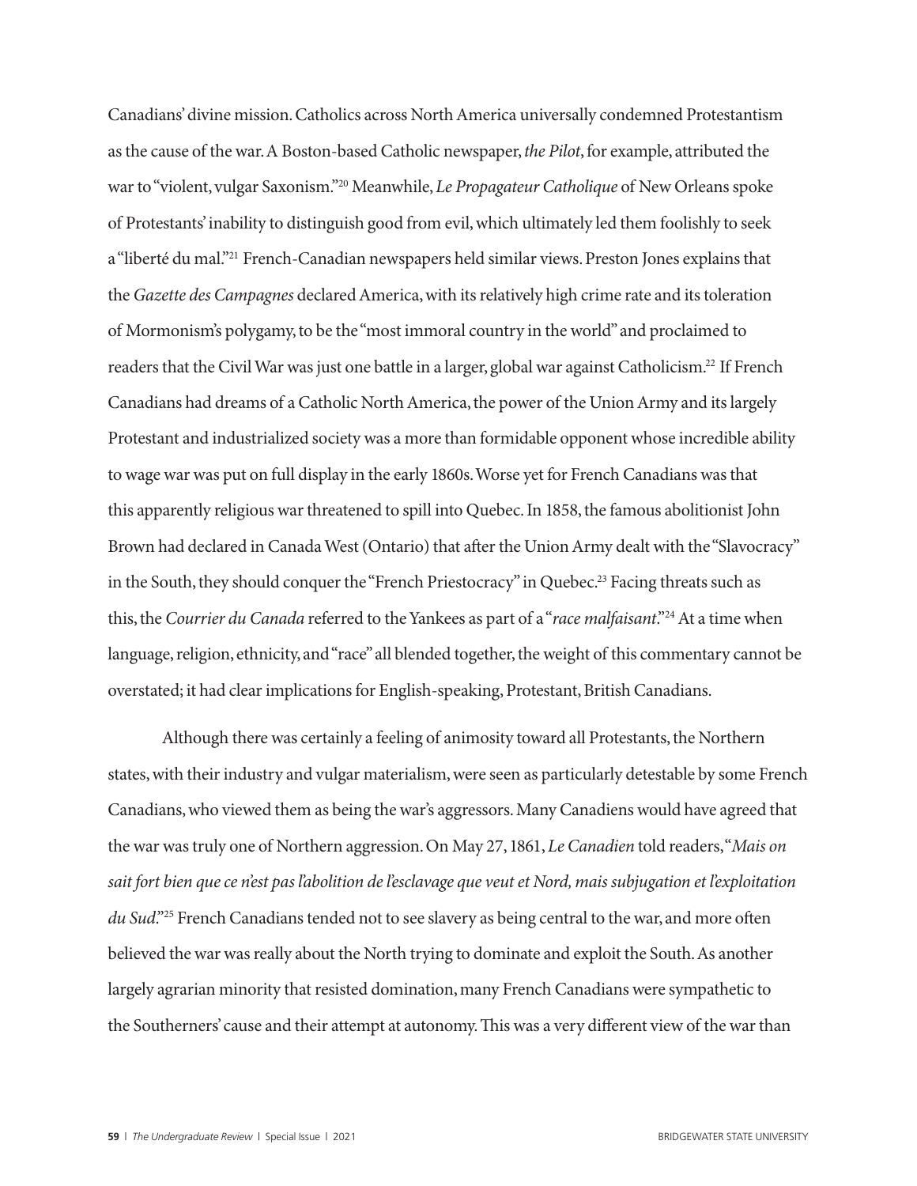Canadians' divine mission. Catholics across North America universally condemned Protestantism as the cause of the war. A Boston-based Catholic newspaper, *the Pilot*, for example, attributed the war to "violent, vulgar Saxonism."[20] Meanwhile, *Le Propagateur Catholique* of New Orleans spoke of Protestants' inability to distinguish good from evil, which ultimately led them foolishly to seek a "liberté du mal."[21] French-Canadian newspapers held similar views. Preston Jones explains that the *Gazette des Campagnes* declared America, with its relatively high crime rate and its toleration of Mormonism's polygamy, to be the "most immoral country in the world" and proclaimed to readers that the Civil War was just one battle in a larger, global war against Catholicism.[22] If French Canadians had dreams of a Catholic North America, the power of the Union Army and its largely Protestant and industrialized society was a more than formidable opponent whose incredible ability to wage war was put on full display in the early 1860s. Worse yet for French Canadians was that this apparently religious war threatened to spill into Quebec. In 1858, the famous abolitionist John Brown had declared in Canada West (Ontario) that after the Union Army dealt with the "Slavocracy" in the South, they should conquer the "French Priestocracy" in Quebec.[23] Facing threats such as this, the *Courrier du Canada* referred to the Yankees as part of a "*race malfaisant*."[24] At a time when language, religion, ethnicity, and "race" all blended together, the weight of this commentary cannot be overstated; it had clear implications for English-speaking, Protestant, British Canadians.

Although there was certainly a feeling of animosity toward all Protestants, the Northern states, with their industry and vulgar materialism, were seen as particularly detestable by some French Canadians, who viewed them as being the war's aggressors. Many Canadiens would have agreed that the war was truly one of Northern aggression. On May 27, 1861, *Le Canadien* told readers, "*Mais on sait fort bien que ce n'est pas l'abolition de l'esclavage que veut et Nord, mais subjugation et l'exploitation du Sud*."[25] French Canadians tended not to see slavery as being central to the war, and more often believed the war was really about the North trying to dominate and exploit the South. As another largely agrarian minority that resisted domination, many French Canadians were sympathetic to the Southerners' cause and their attempt at autonomy. This was a very different view of the war than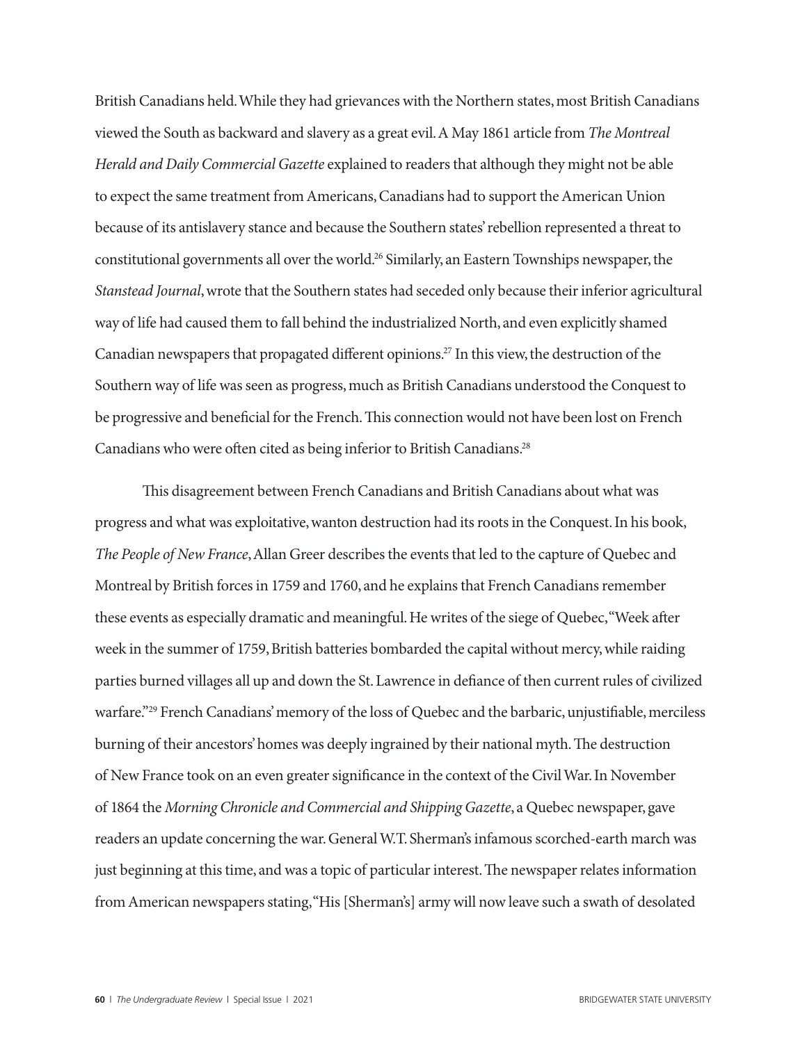British Canadians held. While they had grievances with the Northern states, most British Canadians viewed the South as backward and slavery as a great evil. A May 1861 article from *The Montreal Herald and Daily Commercial Gazette* explained to readers that although they might not be able to expect the same treatment from Americans, Canadians had to support the American Union because of its antislavery stance and because the Southern states' rebellion represented a threat to constitutional governments all over the world.[26] Similarly, an Eastern Townships newspaper, the *Stanstead Journal*, wrote that the Southern states had seceded only because their inferior agricultural way of life had caused them to fall behind the industrialized North, and even explicitly shamed Canadian newspapers that propagated different opinions.[27] In this view, the destruction of the Southern way of life was seen as progress, much as British Canadians understood the Conquest to be progressive and beneficial for the French. This connection would not have been lost on French Canadians who were often cited as being inferior to British Canadians.[28]

This disagreement between French Canadians and British Canadians about what was progress and what was exploitative, wanton destruction had its roots in the Conquest. In his book, *The People of New France*, Allan Greer describes the events that led to the capture of Quebec and Montreal by British forces in 1759 and 1760, and he explains that French Canadians remember these events as especially dramatic and meaningful. He writes of the siege of Quebec, "Week after week in the summer of 1759, British batteries bombarded the capital without mercy, while raiding parties burned villages all up and down the St. Lawrence in defiance of then current rules of civilized warfare."[29] French Canadians' memory of the loss of Quebec and the barbaric, unjustifiable, merciless burning of their ancestors' homes was deeply ingrained by their national myth. The destruction of New France took on an even greater significance in the context of the Civil War. In November of 1864 the *Morning Chronicle and Commercial and Shipping Gazette*, a Quebec newspaper, gave readers an update concerning the war. General W.T. Sherman's infamous scorched-earth march was just beginning at this time, and was a topic of particular interest. The newspaper relates information from American newspapers stating, "His [Sherman's] army will now leave such a swath of desolated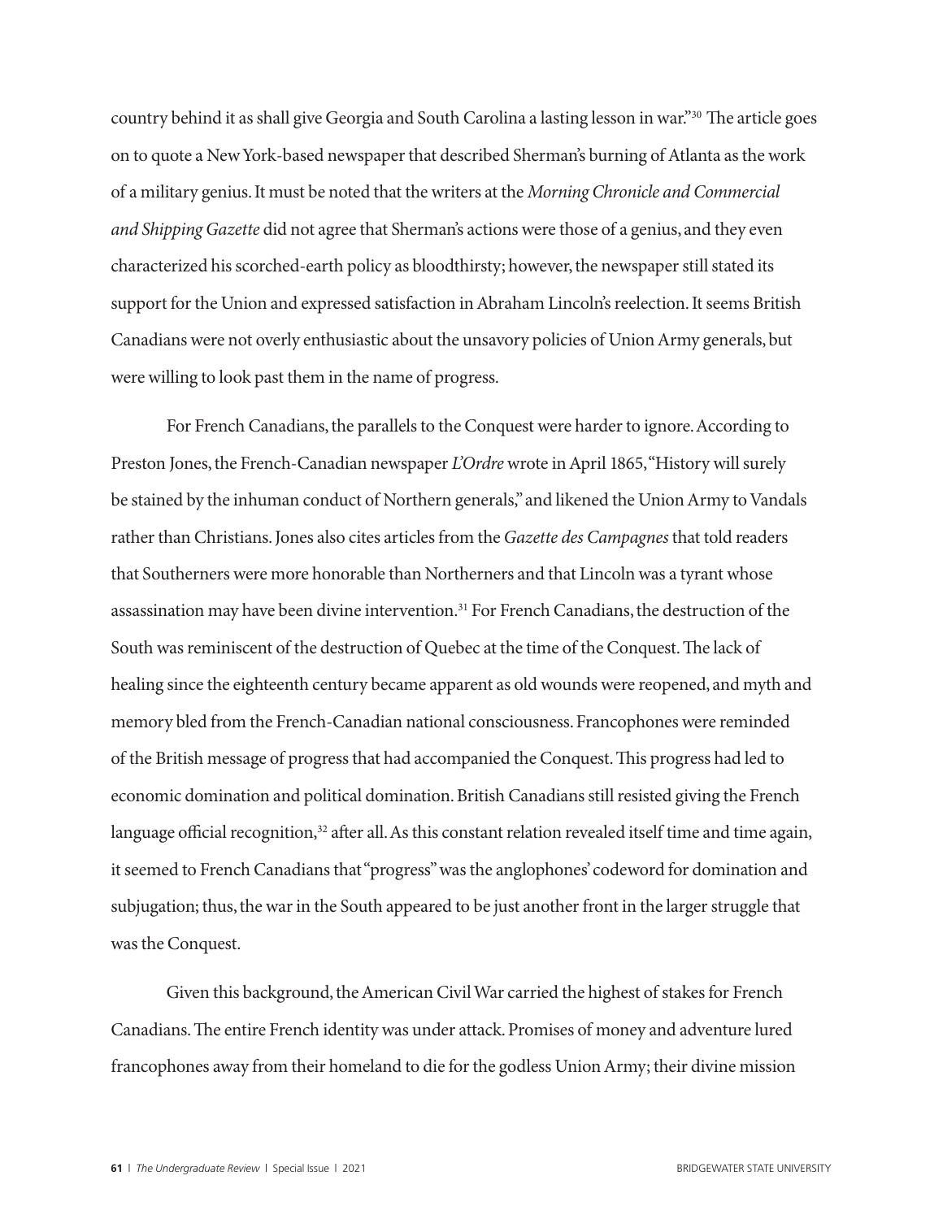country behind it as shall give Georgia and South Carolina a lasting lesson in war."[30] The article goes on to quote a New York-based newspaper that described Sherman's burning of Atlanta as the work of a military genius. It must be noted that the writers at the *Morning Chronicle and Commercial and Shipping Gazette* did not agree that Sherman's actions were those of a genius, and they even characterized his scorched-earth policy as bloodthirsty; however, the newspaper still stated its support for the Union and expressed satisfaction in Abraham Lincoln's reelection. It seems British Canadians were not overly enthusiastic about the unsavory policies of Union Army generals, but were willing to look past them in the name of progress.

For French Canadians, the parallels to the Conquest were harder to ignore. According to Preston Jones, the French-Canadian newspaper *L'Ordre* wrote in April 1865, "History will surely be stained by the inhuman conduct of Northern generals," and likened the Union Army to Vandals rather than Christians. Jones also cites articles from the *Gazette des Campagnes* that told readers that Southerners were more honorable than Northerners and that Lincoln was a tyrant whose assassination may have been divine intervention.[31] For French Canadians, the destruction of the South was reminiscent of the destruction of Quebec at the time of the Conquest. The lack of healing since the eighteenth century became apparent as old wounds were reopened, and myth and memory bled from the French-Canadian national consciousness. Francophones were reminded of the British message of progress that had accompanied the Conquest. This progress had led to economic domination and political domination. British Canadians still resisted giving the French language official recognition,[32] after all. As this constant relation revealed itself time and time again, it seemed to French Canadians that "progress" was the anglophones' codeword for domination and subjugation; thus, the war in the South appeared to be just another front in the larger struggle that was the Conquest.

Given this background, the American Civil War carried the highest of stakes for French Canadians. The entire French identity was under attack. Promises of money and adventure lured francophones away from their homeland to die for the godless Union Army; their divine mission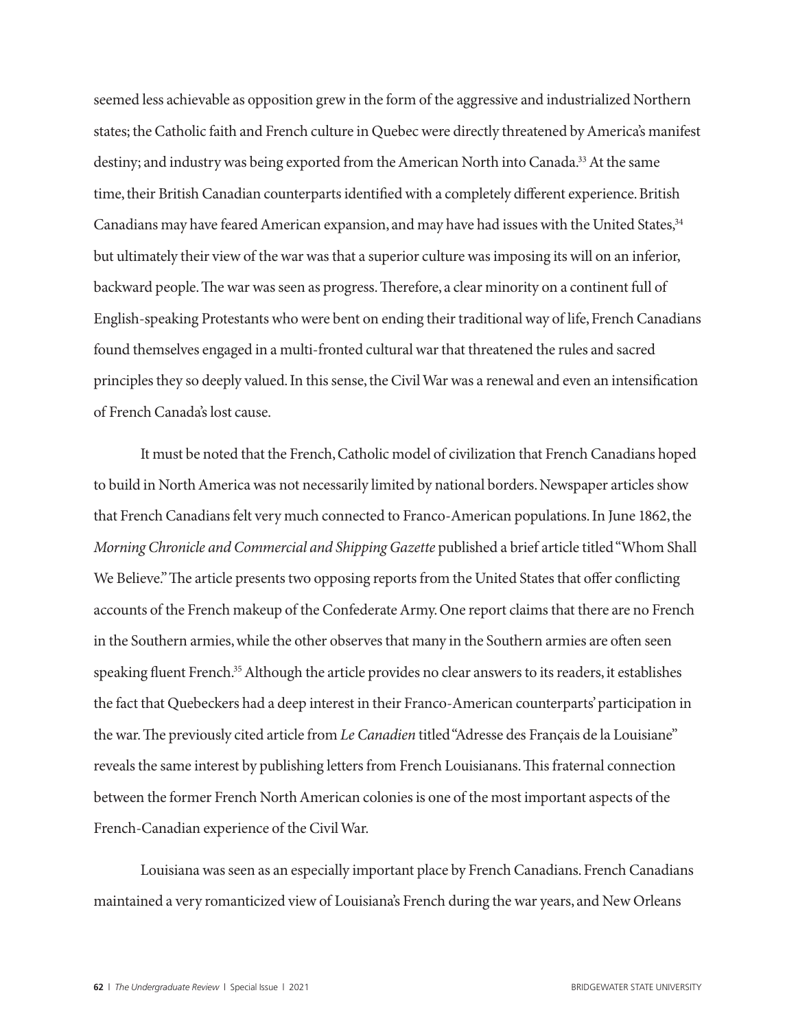seemed less achievable as opposition grew in the form of the aggressive and industrialized Northern states; the Catholic faith and French culture in Quebec were directly threatened by America's manifest destiny; and industry was being exported from the American North into Canada.[33] At the same time, their British Canadian counterparts identified with a completely different experience. British Canadians may have feared American expansion, and may have had issues with the United States,[34] but ultimately their view of the war was that a superior culture was imposing its will on an inferior, backward people. The war was seen as progress. Therefore, a clear minority on a continent full of English-speaking Protestants who were bent on ending their traditional way of life, French Canadians found themselves engaged in a multi-fronted cultural war that threatened the rules and sacred principles they so deeply valued. In this sense, the Civil War was a renewal and even an intensification of French Canada's lost cause.

It must be noted that the French, Catholic model of civilization that French Canadians hoped to build in North America was not necessarily limited by national borders. Newspaper articles show that French Canadians felt very much connected to Franco-American populations. In June 1862, the *Morning Chronicle and Commercial and Shipping Gazette* published a brief article titled "Whom Shall We Believe." The article presents two opposing reports from the United States that offer conflicting accounts of the French makeup of the Confederate Army. One report claims that there are no French in the Southern armies, while the other observes that many in the Southern armies are often seen speaking fluent French.[35] Although the article provides no clear answers to its readers, it establishes the fact that Quebeckers had a deep interest in their Franco-American counterparts' participation in the war. The previously cited article from *Le Canadien* titled "Adresse des Français de la Louisiane" reveals the same interest by publishing letters from French Louisianans. This fraternal connection between the former French North American colonies is one of the most important aspects of the French-Canadian experience of the Civil War.

Louisiana was seen as an especially important place by French Canadians. French Canadians maintained a very romanticized view of Louisiana's French during the war years, and New Orleans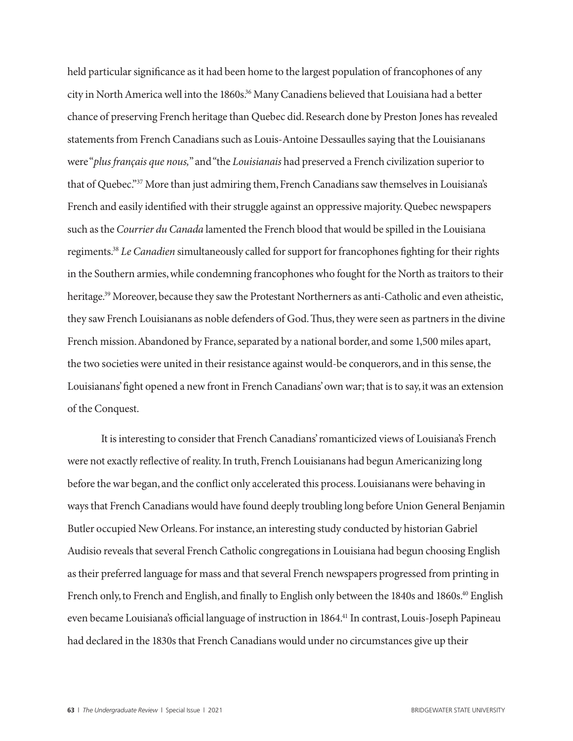held particular significance as it had been home to the largest population of francophones of any city in North America well into the 1860s.[36] Many Canadiens believed that Louisiana had a better chance of preserving French heritage than Quebec did. Research done by Preston Jones has revealed statements from French Canadians such as Louis-Antoine Dessaulles saying that the Louisianans were "*plus français que nous,*" and "the *Louisianais* had preserved a French civilization superior to that of Quebec."[37] More than just admiring them, French Canadians saw themselves in Louisiana's French and easily identified with their struggle against an oppressive majority. Quebec newspapers such as the *Courrier du Canada* lamented the French blood that would be spilled in the Louisiana regiments.[38] *Le Canadien* simultaneously called for support for francophones fighting for their rights in the Southern armies, while condemning francophones who fought for the North as traitors to their heritage.[39] Moreover, because they saw the Protestant Northerners as anti-Catholic and even atheistic, they saw French Louisianans as noble defenders of God. Thus, they were seen as partners in the divine French mission. Abandoned by France, separated by a national border, and some 1,500 miles apart, the two societies were united in their resistance against would-be conquerors, and in this sense, the Louisianans' fight opened a new front in French Canadians' own war; that is to say, it was an extension of the Conquest.

It is interesting to consider that French Canadians' romanticized views of Louisiana's French were not exactly reflective of reality. In truth, French Louisianans had begun Americanizing long before the war began, and the conflict only accelerated this process. Louisianans were behaving in ways that French Canadians would have found deeply troubling long before Union General Benjamin Butler occupied New Orleans. For instance, an interesting study conducted by historian Gabriel Audisio reveals that several French Catholic congregations in Louisiana had begun choosing English as their preferred language for mass and that several French newspapers progressed from printing in French only, to French and English, and finally to English only between the 1840s and 1860s.[40] English even became Louisiana's official language of instruction in 1864.[41] In contrast, Louis-Joseph Papineau had declared in the 1830s that French Canadians would under no circumstances give up their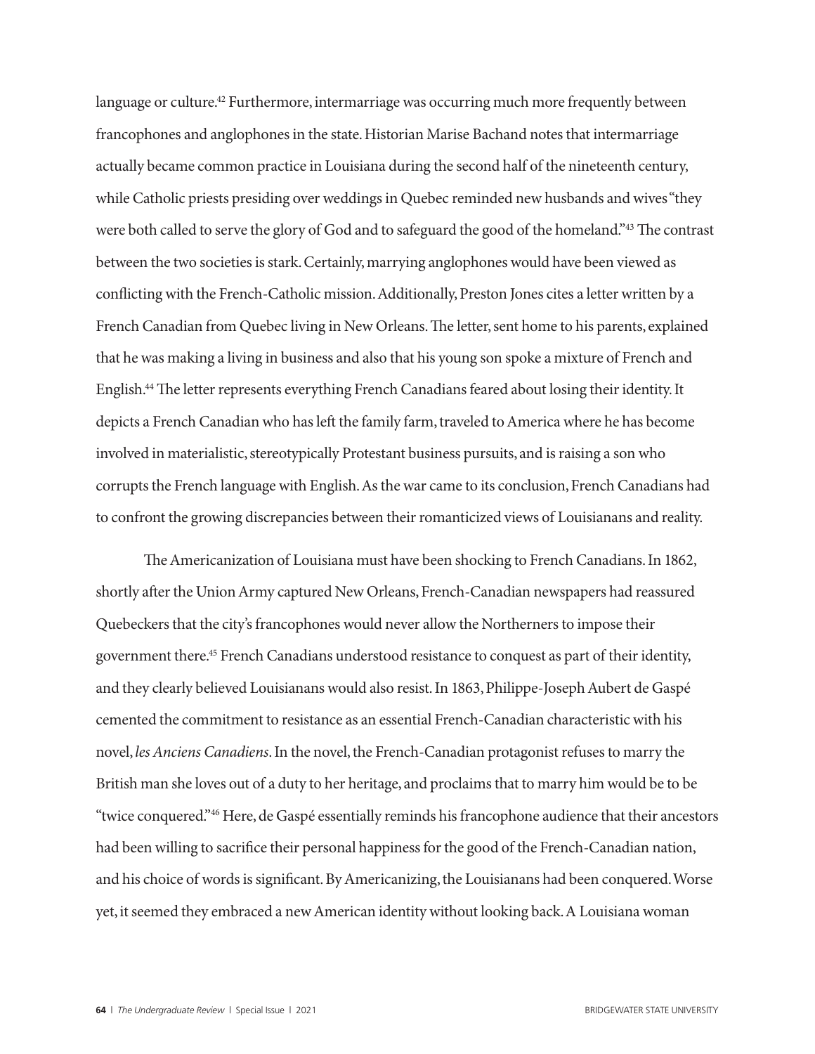language or culture.[42] Furthermore, intermarriage was occurring much more frequently between francophones and anglophones in the state. Historian Marise Bachand notes that intermarriage actually became common practice in Louisiana during the second half of the nineteenth century, while Catholic priests presiding over weddings in Quebec reminded new husbands and wives "they were both called to serve the glory of God and to safeguard the good of the homeland."[43] The contrast between the two societies is stark. Certainly, marrying anglophones would have been viewed as conflicting with the French-Catholic mission. Additionally, Preston Jones cites a letter written by a French Canadian from Quebec living in New Orleans. The letter, sent home to his parents, explained that he was making a living in business and also that his young son spoke a mixture of French and English.[44] The letter represents everything French Canadians feared about losing their identity. It depicts a French Canadian who has left the family farm, traveled to America where he has become involved in materialistic, stereotypically Protestant business pursuits, and is raising a son who corrupts the French language with English. As the war came to its conclusion, French Canadians had to confront the growing discrepancies between their romanticized views of Louisianans and reality.

The Americanization of Louisiana must have been shocking to French Canadians. In 1862, shortly after the Union Army captured New Orleans, French-Canadian newspapers had reassured Quebeckers that the city's francophones would never allow the Northerners to impose their government there.[45] French Canadians understood resistance to conquest as part of their identity, and they clearly believed Louisianans would also resist. In 1863, Philippe-Joseph Aubert de Gaspé cemented the commitment to resistance as an essential French-Canadian characteristic with his novel, *les Anciens Canadiens*. In the novel, the French-Canadian protagonist refuses to marry the British man she loves out of a duty to her heritage, and proclaims that to marry him would be to be "twice conquered."[46] Here, de Gaspé essentially reminds his francophone audience that their ancestors had been willing to sacrifice their personal happiness for the good of the French-Canadian nation, and his choice of words is significant. By Americanizing, the Louisianans had been conquered. Worse yet, it seemed they embraced a new American identity without looking back. A Louisiana woman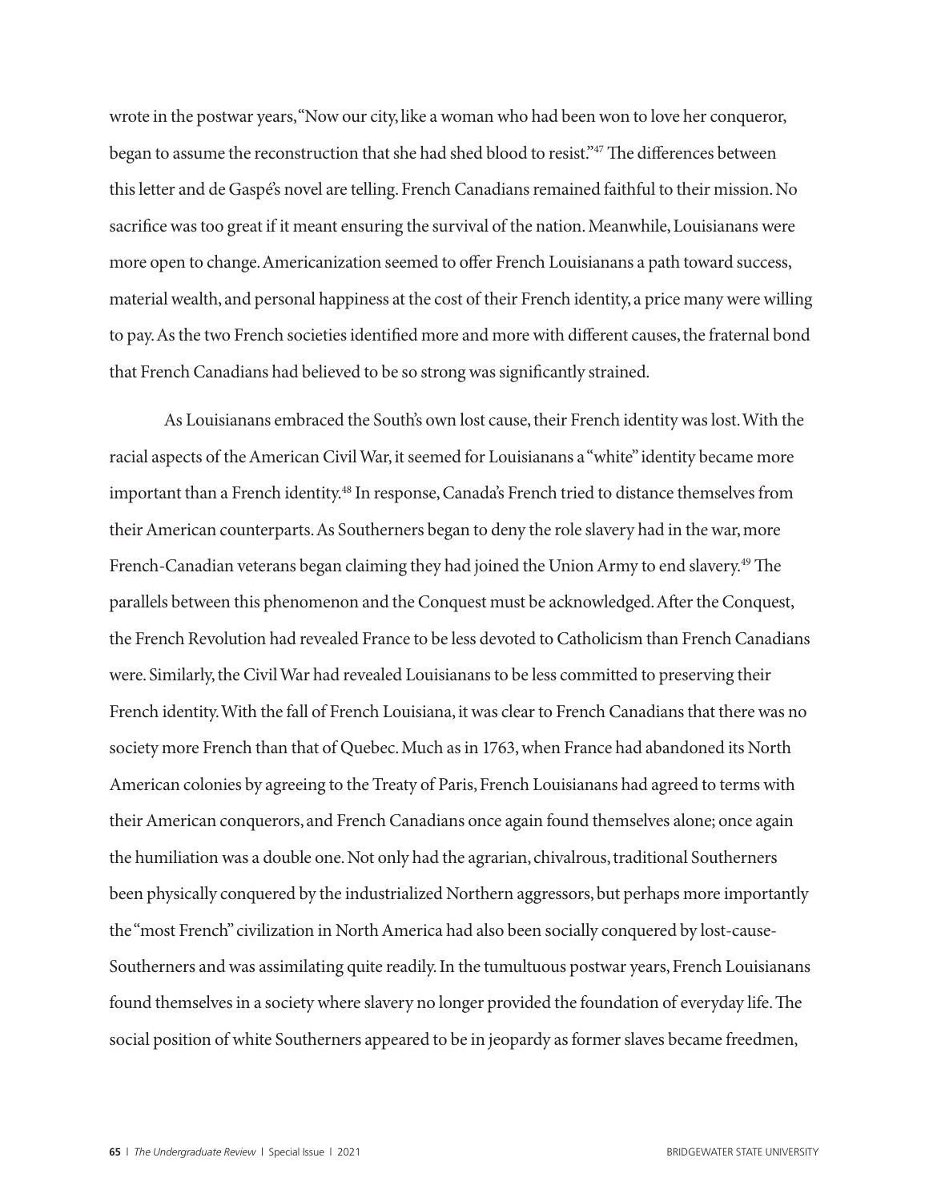wrote in the postwar years, "Now our city, like a woman who had been won to love her conqueror, began to assume the reconstruction that she had shed blood to resist."[47] The differences between this letter and de Gaspé's novel are telling. French Canadians remained faithful to their mission. No sacrifice was too great if it meant ensuring the survival of the nation. Meanwhile, Louisianans were more open to change. Americanization seemed to offer French Louisianans a path toward success, material wealth, and personal happiness at the cost of their French identity, a price many were willing to pay. As the two French societies identified more and more with different causes, the fraternal bond that French Canadians had believed to be so strong was significantly strained.

As Louisianans embraced the South's own lost cause, their French identity was lost. With the racial aspects of the American Civil War, it seemed for Louisianans a "white" identity became more important than a French identity.[48] In response, Canada's French tried to distance themselves from their American counterparts. As Southerners began to deny the role slavery had in the war, more French-Canadian veterans began claiming they had joined the Union Army to end slavery.[49] The parallels between this phenomenon and the Conquest must be acknowledged. After the Conquest, the French Revolution had revealed France to be less devoted to Catholicism than French Canadians were. Similarly, the Civil War had revealed Louisianans to be less committed to preserving their French identity. With the fall of French Louisiana, it was clear to French Canadians that there was no society more French than that of Quebec. Much as in 1763, when France had abandoned its North American colonies by agreeing to the Treaty of Paris, French Louisianans had agreed to terms with their American conquerors, and French Canadians once again found themselves alone; once again the humiliation was a double one. Not only had the agrarian, chivalrous, traditional Southerners been physically conquered by the industrialized Northern aggressors, but perhaps more importantly the "most French" civilization in North America had also been socially conquered by lost-cause-Southerners and was assimilating quite readily. In the tumultuous postwar years, French Louisianans found themselves in a society where slavery no longer provided the foundation of everyday life. The social position of white Southerners appeared to be in jeopardy as former slaves became freedmen,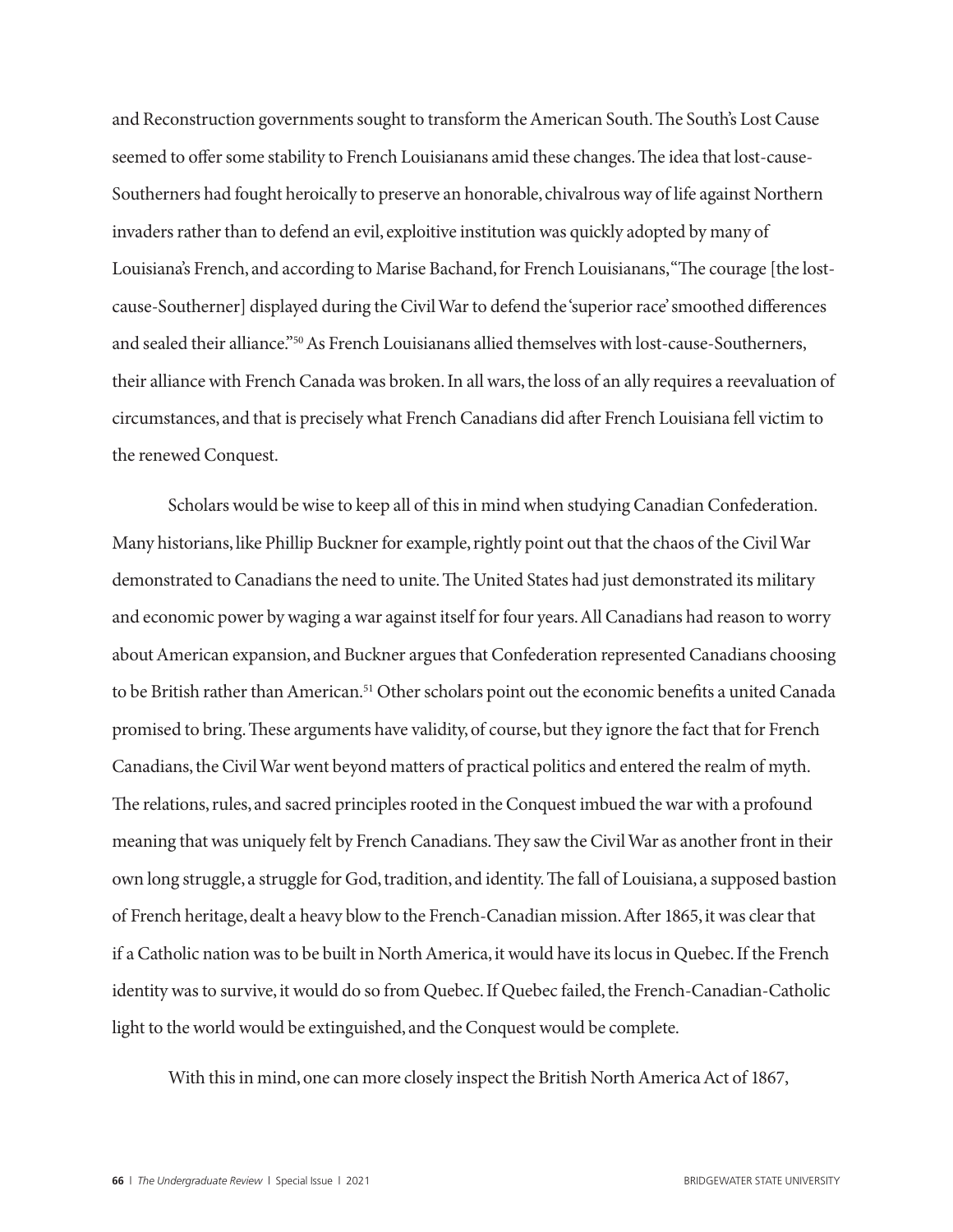and Reconstruction governments sought to transform the American South. The South's Lost Cause seemed to offer some stability to French Louisianans amid these changes. The idea that lost-cause-Southerners had fought heroically to preserve an honorable, chivalrous way of life against Northern invaders rather than to defend an evil, exploitive institution was quickly adopted by many of Louisiana's French, and according to Marise Bachand, for French Louisianans, "The courage [the lost-cause-Southerner] displayed during the Civil War to defend the 'superior race' smoothed differences and sealed their alliance."[50] As French Louisianans allied themselves with lost-cause-Southerners, their alliance with French Canada was broken. In all wars, the loss of an ally requires a reevaluation of circumstances, and that is precisely what French Canadians did after French Louisiana fell victim to the renewed Conquest.

Scholars would be wise to keep all of this in mind when studying Canadian Confederation. Many historians, like Phillip Buckner for example, rightly point out that the chaos of the Civil War demonstrated to Canadians the need to unite. The United States had just demonstrated its military and economic power by waging a war against itself for four years. All Canadians had reason to worry about American expansion, and Buckner argues that Confederation represented Canadians choosing to be British rather than American.[51] Other scholars point out the economic benefits a united Canada promised to bring. These arguments have validity, of course, but they ignore the fact that for French Canadians, the Civil War went beyond matters of practical politics and entered the realm of myth. The relations, rules, and sacred principles rooted in the Conquest imbued the war with a profound meaning that was uniquely felt by French Canadians. They saw the Civil War as another front in their own long struggle, a struggle for God, tradition, and identity. The fall of Louisiana, a supposed bastion of French heritage, dealt a heavy blow to the French-Canadian mission. After 1865, it was clear that if a Catholic nation was to be built in North America, it would have its locus in Quebec. If the French identity was to survive, it would do so from Quebec. If Quebec failed, the French-Canadian-Catholic light to the world would be extinguished, and the Conquest would be complete.

With this in mind, one can more closely inspect the British North America Act of 1867,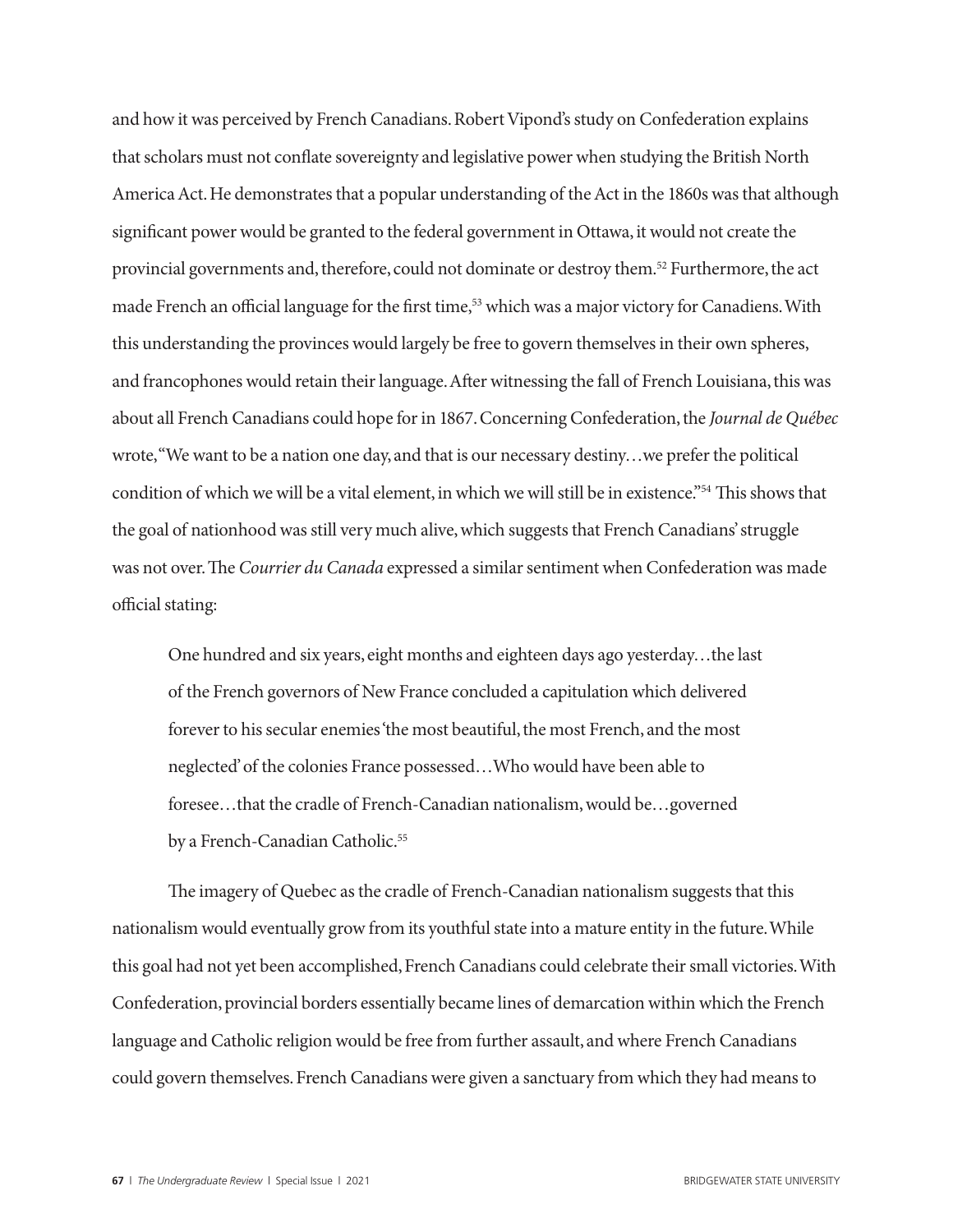and how it was perceived by French Canadians. Robert Vipond's study on Confederation explains that scholars must not conflate sovereignty and legislative power when studying the British North America Act. He demonstrates that a popular understanding of the Act in the 1860s was that although significant power would be granted to the federal government in Ottawa, it would not create the provincial governments and, therefore, could not dominate or destroy them.[52] Furthermore, the act made French an official language for the first time,[53] which was a major victory for Canadiens. With this understanding the provinces would largely be free to govern themselves in their own spheres, and francophones would retain their language. After witnessing the fall of French Louisiana, this was about all French Canadians could hope for in 1867. Concerning Confederation, the *Journal de Québec* wrote, "We want to be a nation one day, and that is our necessary destiny…we prefer the political condition of which we will be a vital element, in which we will still be in existence."[54] This shows that the goal of nationhood was still very much alive, which suggests that French Canadians' struggle was not over. The *Courrier du Canada* expressed a similar sentiment when Confederation was made official stating:

> One hundred and six years, eight months and eighteen days ago yesterday…the last of the French governors of New France concluded a capitulation which delivered forever to his secular enemies 'the most beautiful, the most French, and the most neglected' of the colonies France possessed…Who would have been able to foresee…that the cradle of French-Canadian nationalism, would be…governed by a French-Canadian Catholic.[55]

The imagery of Quebec as the cradle of French-Canadian nationalism suggests that this nationalism would eventually grow from its youthful state into a mature entity in the future. While this goal had not yet been accomplished, French Canadians could celebrate their small victories. With Confederation, provincial borders essentially became lines of demarcation within which the French language and Catholic religion would be free from further assault, and where French Canadians could govern themselves. French Canadians were given a sanctuary from which they had means to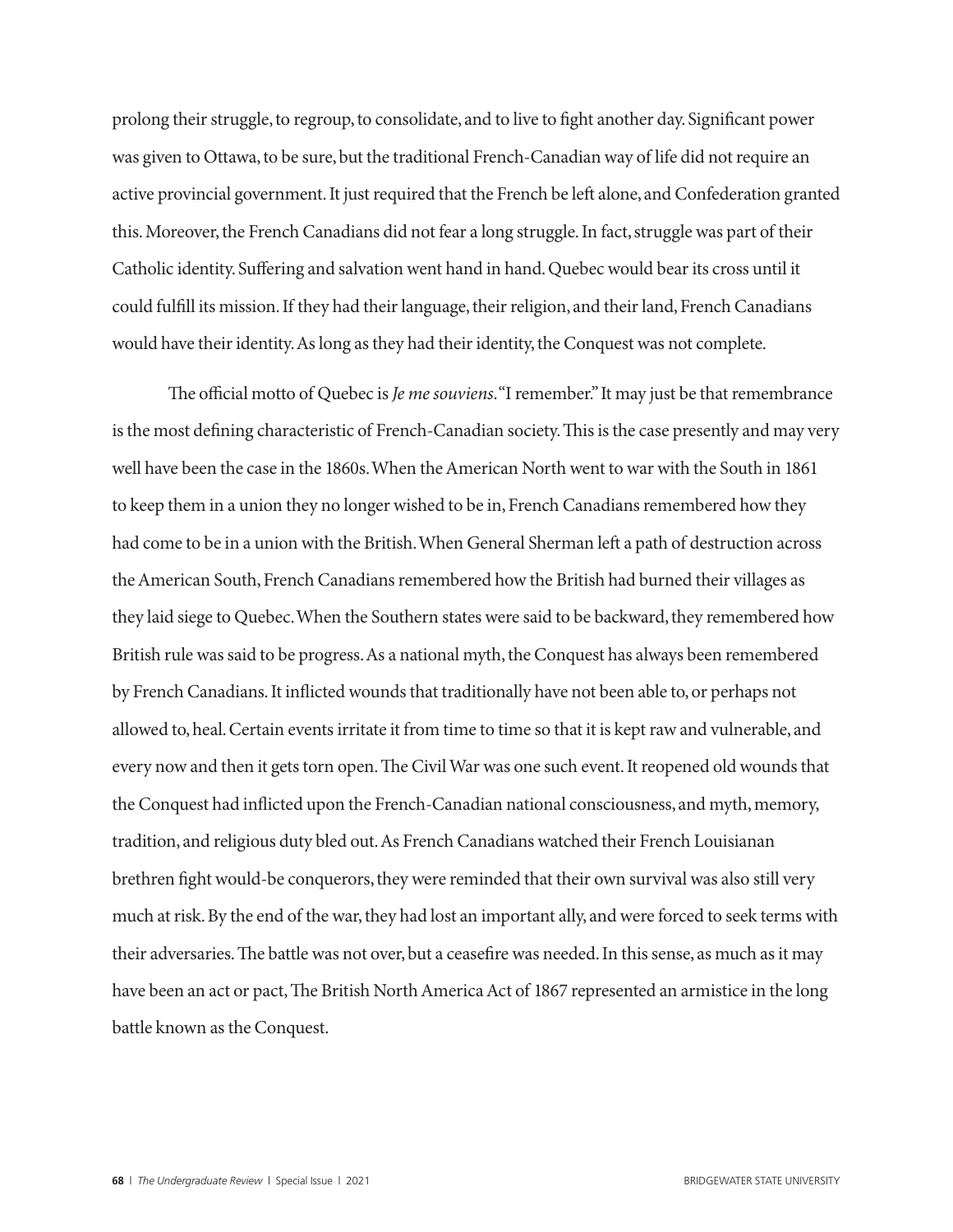prolong their struggle, to regroup, to consolidate, and to live to fight another day. Significant power was given to Ottawa, to be sure, but the traditional French-Canadian way of life did not require an active provincial government. It just required that the French be left alone, and Confederation granted this. Moreover, the French Canadians did not fear a long struggle. In fact, struggle was part of their Catholic identity. Suffering and salvation went hand in hand. Quebec would bear its cross until it could fulfill its mission. If they had their language, their religion, and their land, French Canadians would have their identity. As long as they had their identity, the Conquest was not complete.

The official motto of Quebec is *Je me souviens*. "I remember." It may just be that remembrance is the most defining characteristic of French-Canadian society. This is the case presently and may very well have been the case in the 1860s. When the American North went to war with the South in 1861 to keep them in a union they no longer wished to be in, French Canadians remembered how they had come to be in a union with the British. When General Sherman left a path of destruction across the American South, French Canadians remembered how the British had burned their villages as they laid siege to Quebec. When the Southern states were said to be backward, they remembered how British rule was said to be progress. As a national myth, the Conquest has always been remembered by French Canadians. It inflicted wounds that traditionally have not been able to, or perhaps not allowed to, heal. Certain events irritate it from time to time so that it is kept raw and vulnerable, and every now and then it gets torn open. The Civil War was one such event. It reopened old wounds that the Conquest had inflicted upon the French-Canadian national consciousness, and myth, memory, tradition, and religious duty bled out. As French Canadians watched their French Louisianan brethren fight would-be conquerors, they were reminded that their own survival was also still very much at risk. By the end of the war, they had lost an important ally, and were forced to seek terms with their adversaries. The battle was not over, but a ceasefire was needed. In this sense, as much as it may have been an act or pact, The British North America Act of 1867 represented an armistice in the long battle known as the Conquest.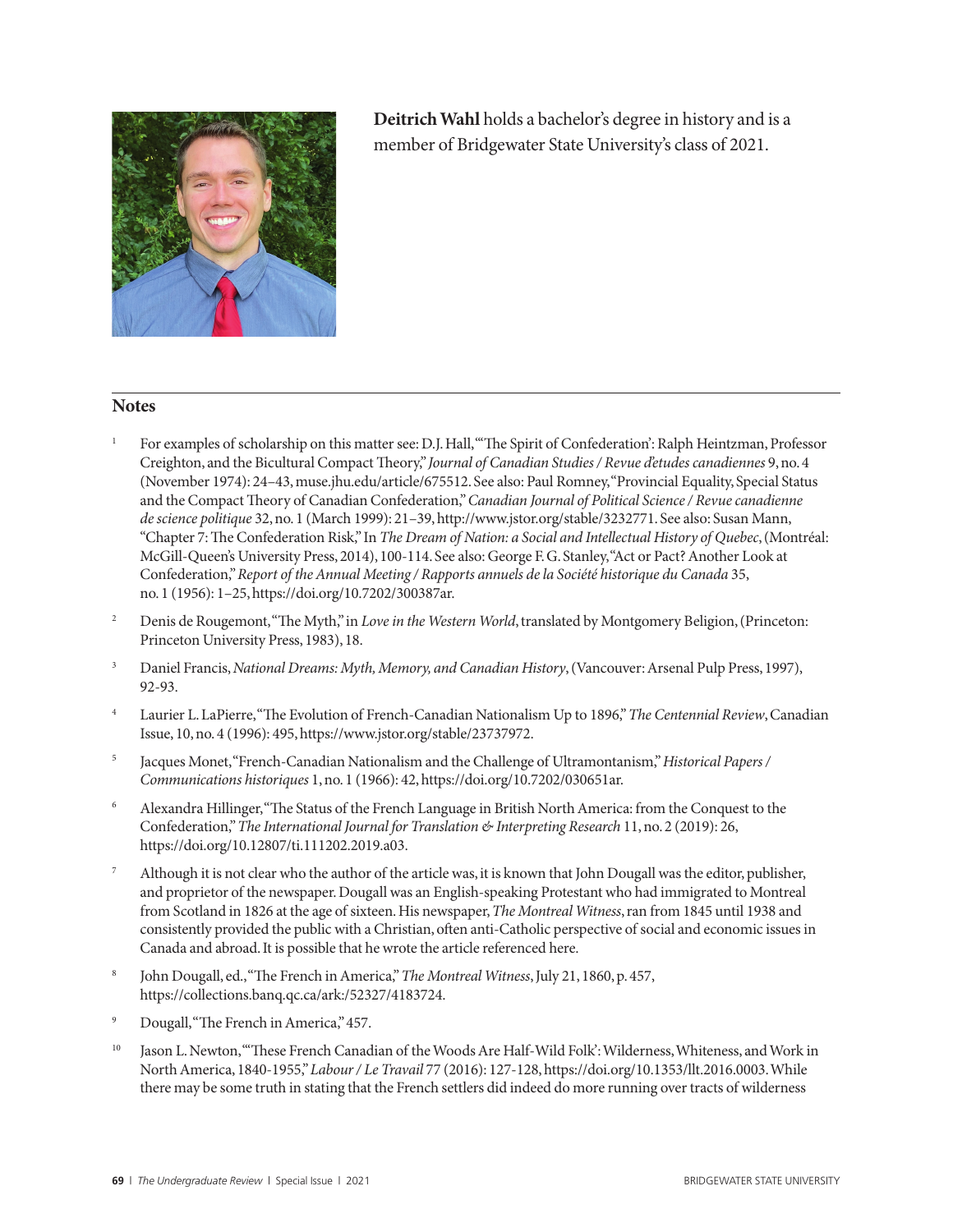**Deitrich Wahl** holds a bachelor's degree in history and is a member of Bridgewater State University's class of 2021.

## Notes

1. For examples of scholarship on this matter see: D.J. Hall, "'The Spirit of Confederation': Ralph Heintzman, Professor Creighton, and the Bicultural Compact Theory," *Journal of Canadian Studies / Revue d'etudes canadiennes* 9, no. 4 (November 1974): 24–43, muse.jhu.edu/article/675512. See also: Paul Romney, "Provincial Equality, Special Status and the Compact Theory of Canadian Confederation," *Canadian Journal of Political Science / Revue canadienne de science politique* 32, no. 1 (March 1999): 21–39, http://www.jstor.org/stable/3232771. See also: Susan Mann, "Chapter 7: The Confederation Risk," In *The Dream of Nation: a Social and Intellectual History of Quebec*, (Montréal: McGill-Queen's University Press, 2014), 100-114. See also: George F. G. Stanley, "Act or Pact? Another Look at Confederation," *Report of the Annual Meeting / Rapports annuels de la Société historique du Canada* 35, no. 1 (1956): 1–25, https://doi.org/10.7202/300387ar.

2. Denis de Rougemont, "The Myth," in *Love in the Western World*, translated by Montgomery Beligion, (Princeton: Princeton University Press, 1983), 18.

3. Daniel Francis, *National Dreams: Myth, Memory, and Canadian History*, (Vancouver: Arsenal Pulp Press, 1997), 92-93.

4. Laurier L. LaPierre, "The Evolution of French-Canadian Nationalism Up to 1896," *The Centennial Review*, Canadian Issue, 10, no. 4 (1996): 495, https://www.jstor.org/stable/23737972.

5. Jacques Monet, "French-Canadian Nationalism and the Challenge of Ultramontanism," *Historical Papers / Communications historiques* 1, no. 1 (1966): 42, https://doi.org/10.7202/030651ar.

6. Alexandra Hillinger, "The Status of the French Language in British North America: from the Conquest to the Confederation," *The International Journal for Translation & Interpreting Research* 11, no. 2 (2019): 26, https://doi.org/10.12807/ti.111202.2019.a03.

7. Although it is not clear who the author of the article was, it is known that John Dougall was the editor, publisher, and proprietor of the newspaper. Dougall was an English-speaking Protestant who had immigrated to Montreal from Scotland in 1826 at the age of sixteen. His newspaper, *The Montreal Witness*, ran from 1845 until 1938 and consistently provided the public with a Christian, often anti-Catholic perspective of social and economic issues in Canada and abroad. It is possible that he wrote the article referenced here.

8. John Dougall, ed., "The French in America," *The Montreal Witness*, July 21, 1860, p. 457, https://collections.banq.qc.ca/ark:/52327/4183724.

9. Dougall, "The French in America," 457.

10. Jason L. Newton, "'These French Canadian of the Woods Are Half-Wild Folk': Wilderness, Whiteness, and Work in North America, 1840-1955," *Labour / Le Travail* 77 (2016): 127-128, https://doi.org/10.1353/llt.2016.0003. While there may be some truth in stating that the French settlers did indeed do more running over tracts of wilderness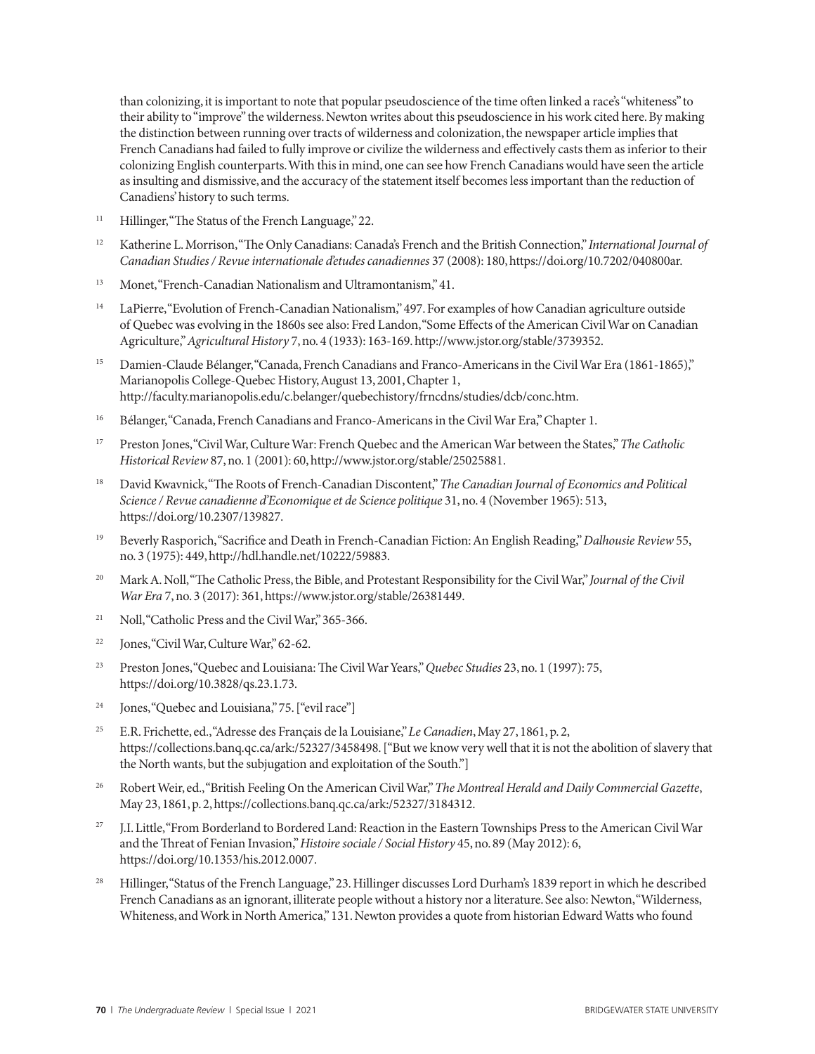than colonizing, it is important to note that popular pseudoscience of the time often linked a race's "whiteness" to their ability to "improve" the wilderness. Newton writes about this pseudoscience in his work cited here. By making the distinction between running over tracts of wilderness and colonization, the newspaper article implies that French Canadians had failed to fully improve or civilize the wilderness and effectively casts them as inferior to their colonizing English counterparts. With this in mind, one can see how French Canadians would have seen the article as insulting and dismissive, and the accuracy of the statement itself becomes less important than the reduction of Canadiens' history to such terms.

11. Hillinger, "The Status of the French Language," 22.

12. Katherine L. Morrison, "The Only Canadians: Canada's French and the British Connection," *International Journal of Canadian Studies / Revue internationale d'etudes canadiennes* 37 (2008): 180, https://doi.org/10.7202/040800ar.

13. Monet, "French-Canadian Nationalism and Ultramontanism," 41.

14. LaPierre, "Evolution of French-Canadian Nationalism," 497. For examples of how Canadian agriculture outside of Quebec was evolving in the 1860s see also: Fred Landon, "Some Effects of the American Civil War on Canadian Agriculture," *Agricultural History* 7, no. 4 (1933): 163-169. http://www.jstor.org/stable/3739352.

15. Damien-Claude Bélanger, "Canada, French Canadians and Franco-Americans in the Civil War Era (1861-1865)," Marianopolis College-Quebec History, August 13, 2001, Chapter 1, http://faculty.marianopolis.edu/c.belanger/quebechistory/frncdns/studies/dcb/conc.htm.

16. Bélanger, "Canada, French Canadians and Franco-Americans in the Civil War Era," Chapter 1.

17. Preston Jones, "Civil War, Culture War: French Quebec and the American War between the States," *The Catholic Historical Review* 87, no. 1 (2001): 60, http://www.jstor.org/stable/25025881.

18. David Kwavnick, "The Roots of French-Canadian Discontent," *The Canadian Journal of Economics and Political Science / Revue canadienne d'Economique et de Science politique* 31, no. 4 (November 1965): 513, https://doi.org/10.2307/139827.

19. Beverly Rasporich, "Sacrifice and Death in French-Canadian Fiction: An English Reading," *Dalhousie Review* 55, no. 3 (1975): 449, http://hdl.handle.net/10222/59883.

20. Mark A. Noll, "The Catholic Press, the Bible, and Protestant Responsibility for the Civil War," *Journal of the Civil War Era* 7, no. 3 (2017): 361, https://www.jstor.org/stable/26381449.

21. Noll, "Catholic Press and the Civil War," 365-366.

22. Jones, "Civil War, Culture War," 62-62.

23. Preston Jones, "Quebec and Louisiana: The Civil War Years," *Quebec Studies* 23, no. 1 (1997): 75, https://doi.org/10.3828/qs.23.1.73.

24. Jones, "Quebec and Louisiana," 75. ["evil race"]

25. E.R. Frichette, ed., "Adresse des Français de la Louisiane," *Le Canadien*, May 27, 1861, p. 2, https://collections.banq.qc.ca/ark:/52327/3458498. ["But we know very well that it is not the abolition of slavery that the North wants, but the subjugation and exploitation of the South."]

26. Robert Weir, ed., "British Feeling On the American Civil War," *The Montreal Herald and Daily Commercial Gazette*, May 23, 1861, p. 2, https://collections.banq.qc.ca/ark:/52327/3184312.

27. J.I. Little, "From Borderland to Bordered Land: Reaction in the Eastern Townships Press to the American Civil War and the Threat of Fenian Invasion," *Histoire sociale / Social History* 45, no. 89 (May 2012): 6, https://doi.org/10.1353/his.2012.0007.

28. Hillinger, "Status of the French Language," 23. Hillinger discusses Lord Durham's 1839 report in which he described French Canadians as an ignorant, illiterate people without a history nor a literature. See also: Newton, "Wilderness, Whiteness, and Work in North America," 131. Newton provides a quote from historian Edward Watts who found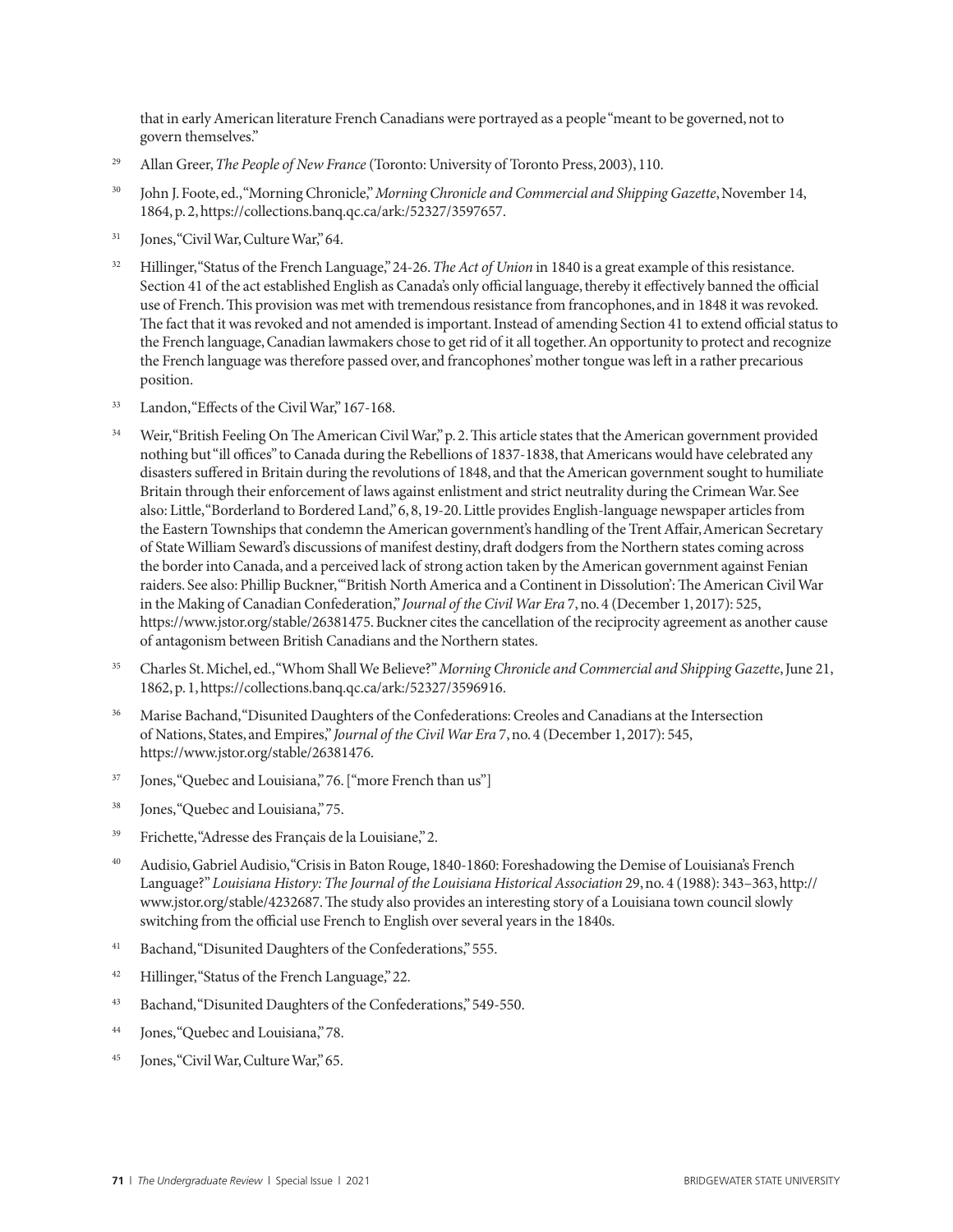that in early American literature French Canadians were portrayed as a people "meant to be governed, not to govern themselves."

29 Allan Greer, *The People of New France* (Toronto: University of Toronto Press, 2003), 110.

30 John J. Foote, ed., "Morning Chronicle," *Morning Chronicle and Commercial and Shipping Gazette*, November 14, 1864, p. 2, https://collections.banq.qc.ca/ark:/52327/3597657.

31 Jones, "Civil War, Culture War," 64.

32 Hillinger, "Status of the French Language," 24-26. *The Act of Union* in 1840 is a great example of this resistance. Section 41 of the act established English as Canada's only official language, thereby it effectively banned the official use of French. This provision was met with tremendous resistance from francophones, and in 1848 it was revoked. The fact that it was revoked and not amended is important. Instead of amending Section 41 to extend official status to the French language, Canadian lawmakers chose to get rid of it all together. An opportunity to protect and recognize the French language was therefore passed over, and francophones' mother tongue was left in a rather precarious position.

33 Landon, "Effects of the Civil War," 167-168.

34 Weir, "British Feeling On The American Civil War," p. 2. This article states that the American government provided nothing but "ill offices" to Canada during the Rebellions of 1837-1838, that Americans would have celebrated any disasters suffered in Britain during the revolutions of 1848, and that the American government sought to humiliate Britain through their enforcement of laws against enlistment and strict neutrality during the Crimean War. See also: Little, "Borderland to Bordered Land," 6, 8, 19-20. Little provides English-language newspaper articles from the Eastern Townships that condemn the American government's handling of the Trent Affair, American Secretary of State William Seward's discussions of manifest destiny, draft dodgers from the Northern states coming across the border into Canada, and a perceived lack of strong action taken by the American government against Fenian raiders. See also: Phillip Buckner, "'British North America and a Continent in Dissolution': The American Civil War in the Making of Canadian Confederation," *Journal of the Civil War Era* 7, no. 4 (December 1, 2017): 525, https://www.jstor.org/stable/26381475. Buckner cites the cancellation of the reciprocity agreement as another cause of antagonism between British Canadians and the Northern states.

35 Charles St. Michel, ed., "Whom Shall We Believe?" *Morning Chronicle and Commercial and Shipping Gazette*, June 21, 1862, p. 1, https://collections.banq.qc.ca/ark:/52327/3596916.

36 Marise Bachand, "Disunited Daughters of the Confederations: Creoles and Canadians at the Intersection of Nations, States, and Empires," *Journal of the Civil War Era* 7, no. 4 (December 1, 2017): 545, https://www.jstor.org/stable/26381476.

37 Jones, "Quebec and Louisiana," 76. ["more French than us"]

38 Jones, "Quebec and Louisiana," 75.

39 Frichette, "Adresse des Français de la Louisiane," 2.

40 Audisio, Gabriel Audisio, "Crisis in Baton Rouge, 1840-1860: Foreshadowing the Demise of Louisiana's French Language?" *Louisiana History: The Journal of the Louisiana Historical Association* 29, no. 4 (1988): 343–363, http://www.jstor.org/stable/4232687. The study also provides an interesting story of a Louisiana town council slowly switching from the official use French to English over several years in the 1840s.

41 Bachand, "Disunited Daughters of the Confederations," 555.

42 Hillinger, "Status of the French Language," 22.

43 Bachand, "Disunited Daughters of the Confederations," 549-550.

44 Jones, "Quebec and Louisiana," 78.

45 Jones, "Civil War, Culture War," 65.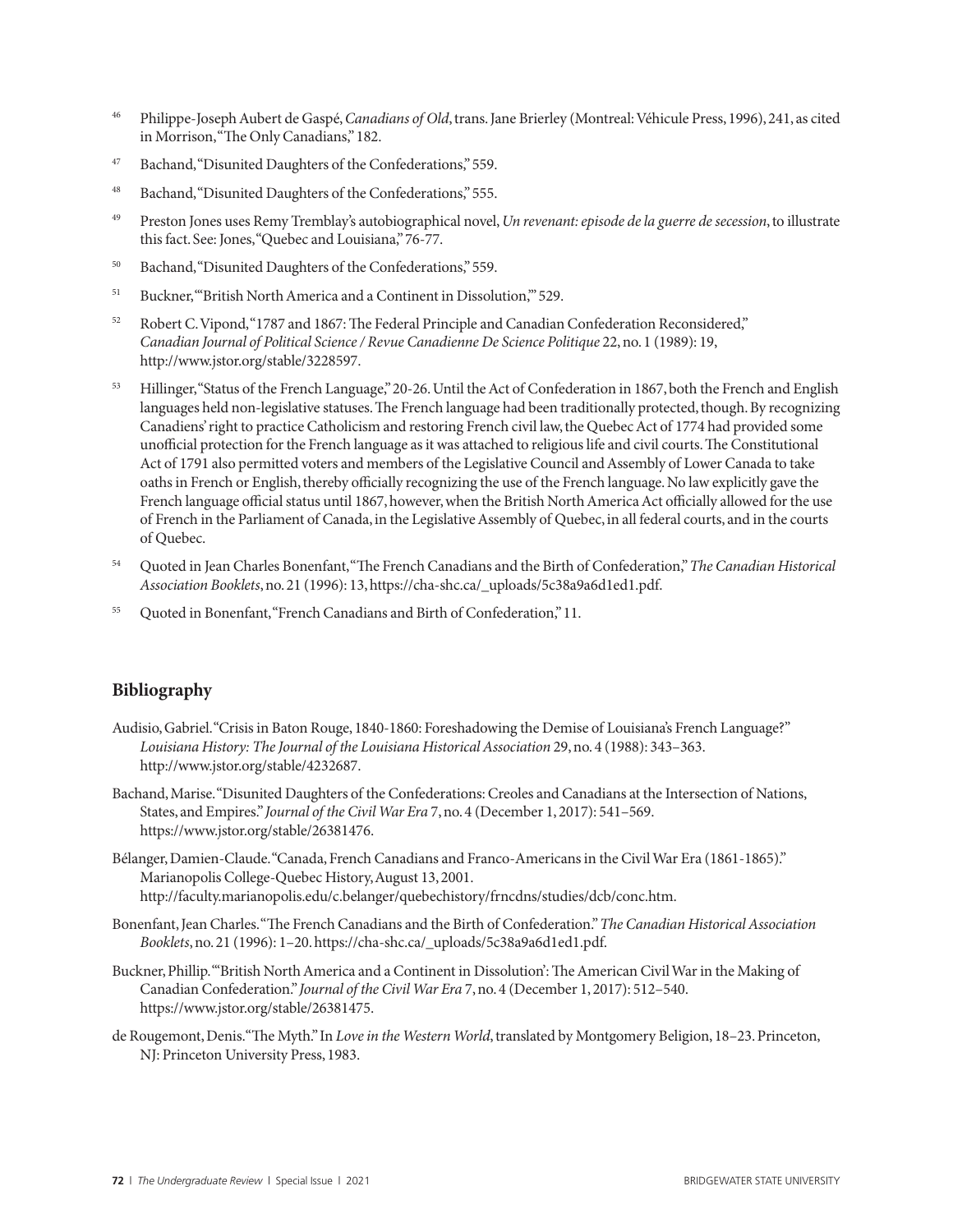[46] Philippe-Joseph Aubert de Gaspé, *Canadians of Old*, trans. Jane Brierley (Montreal: Véhicule Press, 1996), 241, as cited in Morrison, "The Only Canadians," 182.

[47] Bachand, "Disunited Daughters of the Confederations," 559.

[48] Bachand, "Disunited Daughters of the Confederations," 555.

[49] Preston Jones uses Remy Tremblay's autobiographical novel, *Un revenant: episode de la guerre de secession*, to illustrate this fact. See: Jones, "Quebec and Louisiana," 76-77.

[50] Bachand, "Disunited Daughters of the Confederations," 559.

[51] Buckner, "'British North America and a Continent in Dissolution,'" 529.

[52] Robert C. Vipond, "1787 and 1867: The Federal Principle and Canadian Confederation Reconsidered," *Canadian Journal of Political Science / Revue Canadienne De Science Politique* 22, no. 1 (1989): 19, http://www.jstor.org/stable/3228597.

[53] Hillinger, "Status of the French Language," 20-26. Until the Act of Confederation in 1867, both the French and English languages held non-legislative statuses. The French language had been traditionally protected, though. By recognizing Canadiens' right to practice Catholicism and restoring French civil law, the Quebec Act of 1774 had provided some unofficial protection for the French language as it was attached to religious life and civil courts. The Constitutional Act of 1791 also permitted voters and members of the Legislative Council and Assembly of Lower Canada to take oaths in French or English, thereby officially recognizing the use of the French language. No law explicitly gave the French language official status until 1867, however, when the British North America Act officially allowed for the use of French in the Parliament of Canada, in the Legislative Assembly of Quebec, in all federal courts, and in the courts of Quebec.

[54] Quoted in Jean Charles Bonenfant, "The French Canadians and the Birth of Confederation," *The Canadian Historical Association Booklets*, no. 21 (1996): 13, https://cha-shc.ca/_uploads/5c38a9a6d1ed1.pdf.

[55] Quoted in Bonenfant, "French Canadians and Birth of Confederation," 11.

## Bibliography

Audisio, Gabriel. "Crisis in Baton Rouge, 1840-1860: Foreshadowing the Demise of Louisiana's French Language?" *Louisiana History: The Journal of the Louisiana Historical Association* 29, no. 4 (1988): 343–363. http://www.jstor.org/stable/4232687.

Bachand, Marise. "Disunited Daughters of the Confederations: Creoles and Canadians at the Intersection of Nations, States, and Empires." *Journal of the Civil War Era* 7, no. 4 (December 1, 2017): 541–569. https://www.jstor.org/stable/26381476.

Bélanger, Damien-Claude. "Canada, French Canadians and Franco-Americans in the Civil War Era (1861-1865)." Marianopolis College-Quebec History, August 13, 2001. http://faculty.marianopolis.edu/c.belanger/quebechistory/frncdns/studies/dcb/conc.htm.

Bonenfant, Jean Charles. "The French Canadians and the Birth of Confederation." *The Canadian Historical Association Booklets*, no. 21 (1996): 1–20. https://cha-shc.ca/_uploads/5c38a9a6d1ed1.pdf.

Buckner, Phillip. "'British North America and a Continent in Dissolution': The American Civil War in the Making of Canadian Confederation." *Journal of the Civil War Era* 7, no. 4 (December 1, 2017): 512–540. https://www.jstor.org/stable/26381475.

de Rougemont, Denis. "The Myth." In *Love in the Western World*, translated by Montgomery Beligion, 18–23. Princeton, NJ: Princeton University Press, 1983.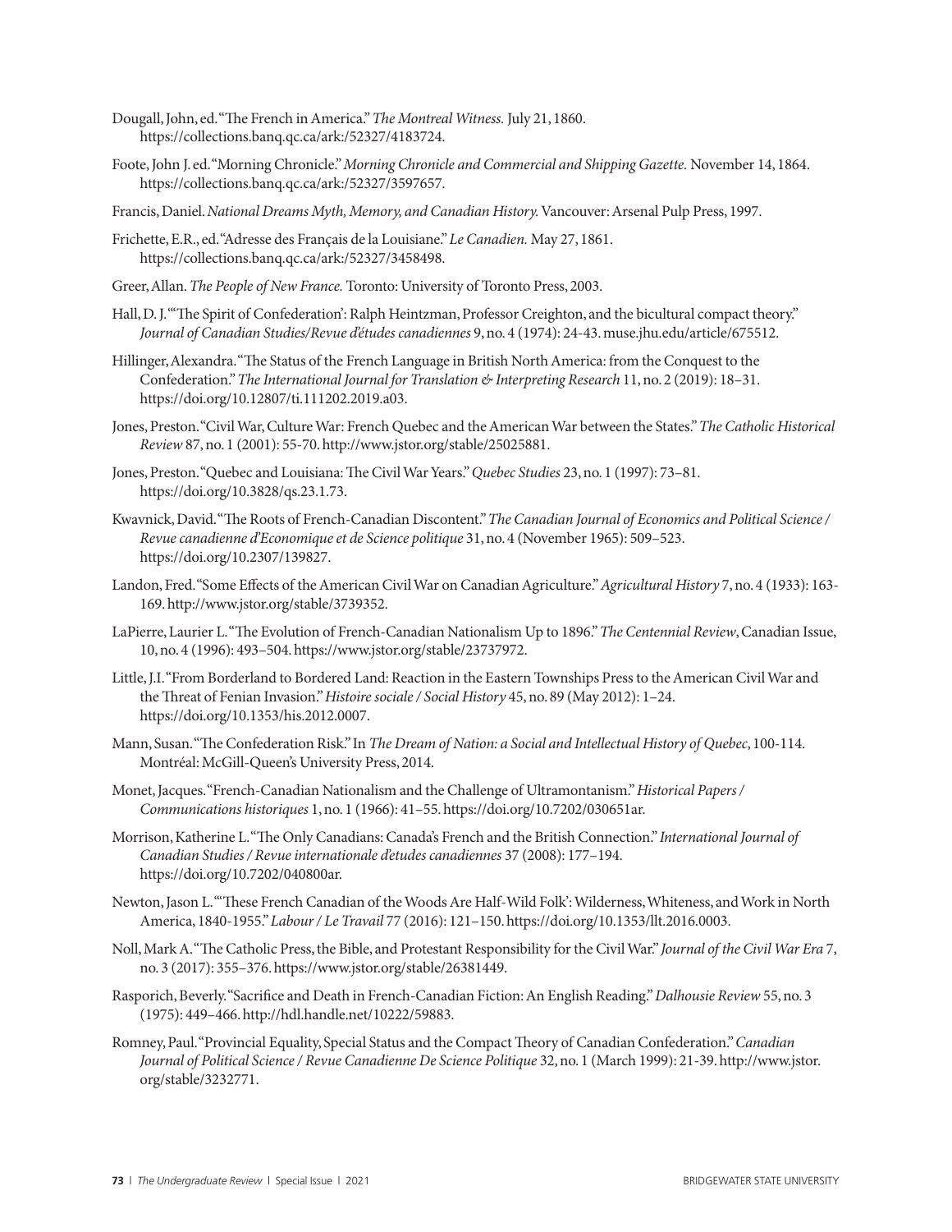Dougall, John, ed. "The French in America." *The Montreal Witness.* July 21, 1860. https://collections.banq.qc.ca/ark:/52327/4183724.

Foote, John J. ed. "Morning Chronicle." *Morning Chronicle and Commercial and Shipping Gazette.* November 14, 1864. https://collections.banq.qc.ca/ark:/52327/3597657.

Francis, Daniel. *National Dreams Myth, Memory, and Canadian History.* Vancouver: Arsenal Pulp Press, 1997.

Frichette, E.R., ed. "Adresse des Français de la Louisiane." *Le Canadien.* May 27, 1861. https://collections.banq.qc.ca/ark:/52327/3458498.

Greer, Allan. *The People of New France.* Toronto: University of Toronto Press, 2003.

Hall, D. J. "'The Spirit of Confederation': Ralph Heintzman, Professor Creighton, and the bicultural compact theory." *Journal of Canadian Studies/Revue d'études canadiennes* 9, no. 4 (1974): 24-43. muse.jhu.edu/article/675512.

Hillinger, Alexandra. "The Status of the French Language in British North America: from the Conquest to the Confederation." *The International Journal for Translation & Interpreting Research* 11, no. 2 (2019): 18–31. https://doi.org/10.12807/ti.111202.2019.a03.

Jones, Preston. "Civil War, Culture War: French Quebec and the American War between the States." *The Catholic Historical Review* 87, no. 1 (2001): 55-70. http://www.jstor.org/stable/25025881.

Jones, Preston. "Quebec and Louisiana: The Civil War Years." *Quebec Studies* 23, no. 1 (1997): 73–81. https://doi.org/10.3828/qs.23.1.73.

Kwavnick, David. "The Roots of French-Canadian Discontent." *The Canadian Journal of Economics and Political Science / Revue canadienne d'Economique et de Science politique* 31, no. 4 (November 1965): 509–523. https://doi.org/10.2307/139827.

Landon, Fred. "Some Effects of the American Civil War on Canadian Agriculture." *Agricultural History* 7, no. 4 (1933): 163-169. http://www.jstor.org/stable/3739352.

LaPierre, Laurier L. "The Evolution of French-Canadian Nationalism Up to 1896." *The Centennial Review*, Canadian Issue, 10, no. 4 (1996): 493–504. https://www.jstor.org/stable/23737972.

Little, J.I. "From Borderland to Bordered Land: Reaction in the Eastern Townships Press to the American Civil War and the Threat of Fenian Invasion." *Histoire sociale / Social History* 45, no. 89 (May 2012): 1–24. https://doi.org/10.1353/his.2012.0007.

Mann, Susan. "The Confederation Risk." In *The Dream of Nation: a Social and Intellectual History of Quebec*, 100-114. Montréal: McGill-Queen's University Press, 2014.

Monet, Jacques. "French-Canadian Nationalism and the Challenge of Ultramontanism." *Historical Papers / Communications historiques* 1, no. 1 (1966): 41–55. https://doi.org/10.7202/030651ar.

Morrison, Katherine L. "The Only Canadians: Canada's French and the British Connection." *International Journal of Canadian Studies / Revue internationale d'etudes canadiennes* 37 (2008): 177–194. https://doi.org/10.7202/040800ar.

Newton, Jason L. "'These French Canadian of the Woods Are Half-Wild Folk': Wilderness, Whiteness, and Work in North America, 1840-1955." *Labour / Le Travail* 77 (2016): 121–150. https://doi.org/10.1353/llt.2016.0003.

Noll, Mark A. "The Catholic Press, the Bible, and Protestant Responsibility for the Civil War." *Journal of the Civil War Era* 7, no. 3 (2017): 355–376. https://www.jstor.org/stable/26381449.

Rasporich, Beverly. "Sacrifice and Death in French-Canadian Fiction: An English Reading." *Dalhousie Review* 55, no. 3 (1975): 449–466. http://hdl.handle.net/10222/59883.

Romney, Paul. "Provincial Equality, Special Status and the Compact Theory of Canadian Confederation." *Canadian Journal of Political Science / Revue Canadienne De Science Politique* 32, no. 1 (March 1999): 21-39. http://www.jstor.org/stable/3232771.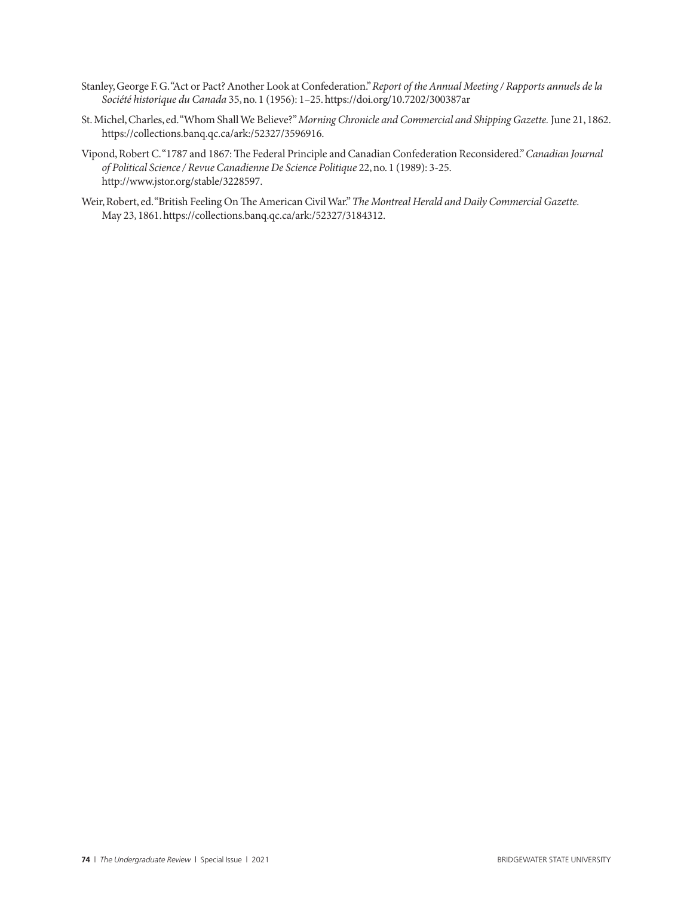Stanley, George F. G. "Act or Pact? Another Look at Confederation." *Report of the Annual Meeting / Rapports annuels de la Société historique du Canada* 35, no. 1 (1956): 1–25. https://doi.org/10.7202/300387ar

St. Michel, Charles, ed. "Whom Shall We Believe?" *Morning Chronicle and Commercial and Shipping Gazette.* June 21, 1862. https://collections.banq.qc.ca/ark:/52327/3596916.

Vipond, Robert C. "1787 and 1867: The Federal Principle and Canadian Confederation Reconsidered." *Canadian Journal of Political Science / Revue Canadienne De Science Politique* 22, no. 1 (1989): 3-25. http://www.jstor.org/stable/3228597.

Weir, Robert, ed. "British Feeling On The American Civil War." *The Montreal Herald and Daily Commercial Gazette.* May 23, 1861. https://collections.banq.qc.ca/ark:/52327/3184312.